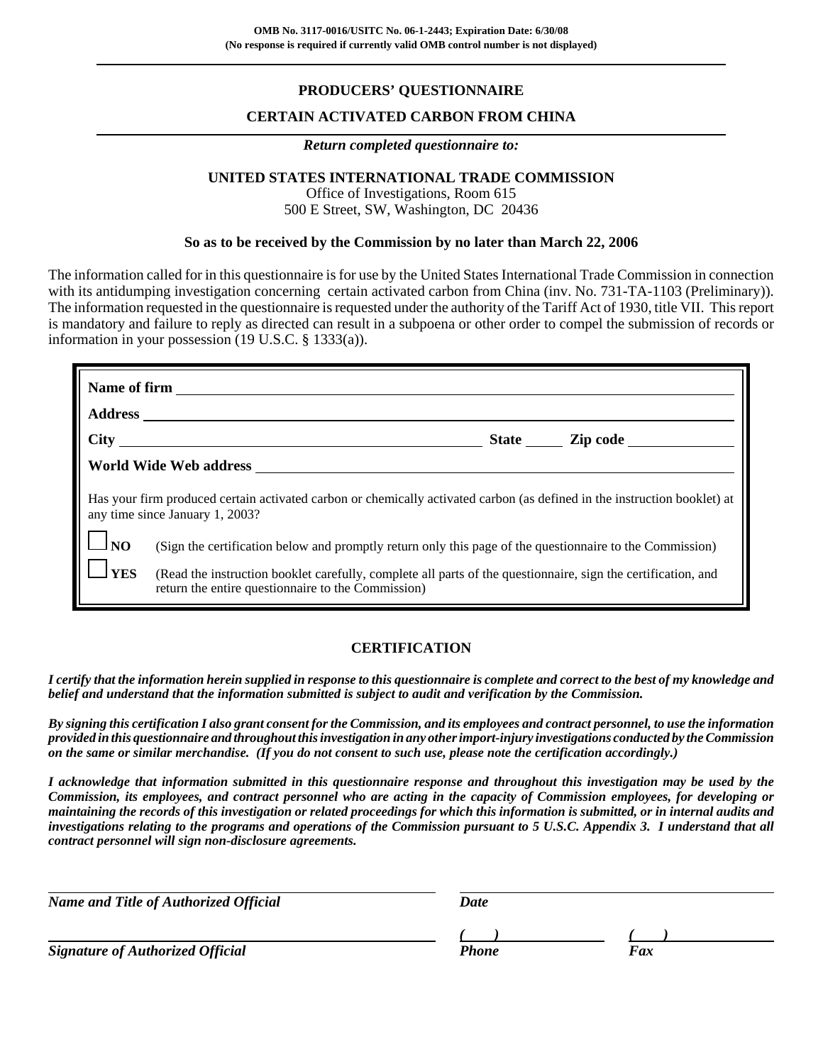**OMB No. 3117-0016/USITC No. 06-1-2443; Expiration Date: 6/30/08**
**(No response is required if currently valid OMB control number is not displayed)**

---

# PRODUCERS' QUESTIONNAIRE

## CERTAIN ACTIVATED CARBON FROM CHINA

---

***Return completed questionnaire to:***

**UNITED STATES INTERNATIONAL TRADE COMMISSION**
Office of Investigations, Room 615
500 E Street, SW, Washington, DC 20436

**So as to be received by the Commission by no later than March 22, 2006**

The information called for in this questionnaire is for use by the United States International Trade Commission in connection with its antidumping investigation concerning certain activated carbon from China (inv. No. 731-TA-1103 (Preliminary)). The information requested in the questionnaire is requested under the authority of the Tariff Act of 1930, title VII. This report is mandatory and failure to reply as directed can result in a subpoena or other order to compel the submission of records or information in your possession (19 U.S.C. § 1333(a)).

**Name of firm** ______________________________

**Address** ______________________________

**City** ____________________ **State** _____ **Zip code** __________

**World Wide Web address** ______________________________

Has your firm produced certain activated carbon or chemically activated carbon (as defined in the instruction booklet) at any time since January 1, 2003?

☐ **NO** (Sign the certification below and promptly return only this page of the questionnaire to the Commission)

☐ **YES** (Read the instruction booklet carefully, complete all parts of the questionnaire, sign the certification, and return the entire questionnaire to the Commission)

## CERTIFICATION

***I certify that the information herein supplied in response to this questionnaire is complete and correct to the best of my knowledge and belief and understand that the information submitted is subject to audit and verification by the Commission.***

***By signing this certification I also grant consent for the Commission, and its employees and contract personnel, to use the information provided in this questionnaire and throughout this investigation in any other import-injury investigations conducted by the Commission on the same or similar merchandise. (If you do not consent to such use, please note the certification accordingly.)***

***I acknowledge that information submitted in this questionnaire response and throughout this investigation may be used by the Commission, its employees, and contract personnel who are acting in the capacity of Commission employees, for developing or maintaining the records of this investigation or related proceedings for which this information is submitted, or in internal audits and investigations relating to the programs and operations of the Commission pursuant to 5 U.S.C. Appendix 3. I understand that all contract personnel will sign non-disclosure agreements.***

______________________________ ______________________________
***Name and Title of Authorized Official*** ***Date***

______________________________ ***( )*** __________ ***( )*** __________
***Signature of Authorized Official*** ***Phone*** ***Fax***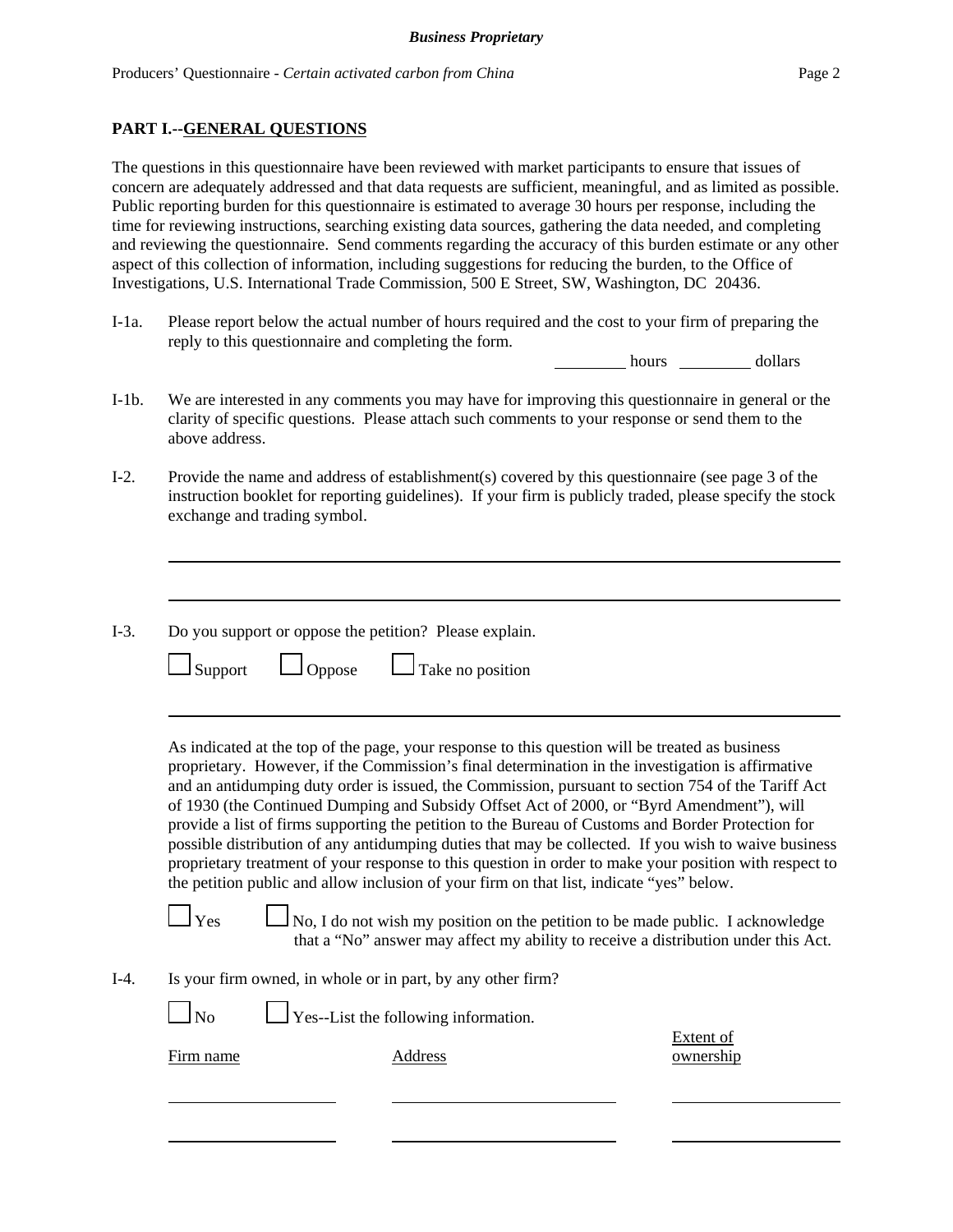**Business Proprietary**

Producers' Questionnaire - *Certain activated carbon from China*

**PART I.--GENERAL QUESTIONS**

The questions in this questionnaire have been reviewed with market participants to ensure that issues of concern are adequately addressed and that data requests are sufficient, meaningful, and as limited as possible. Public reporting burden for this questionnaire is estimated to average 30 hours per response, including the time for reviewing instructions, searching existing data sources, gathering the data needed, and completing and reviewing the questionnaire. Send comments regarding the accuracy of this burden estimate or any other aspect of this collection of information, including suggestions for reducing the burden, to the Office of Investigations, U.S. International Trade Commission, 500 E Street, SW, Washington, DC 20436.

I-1a. Please report below the actual number of hours required and the cost to your firm of preparing the reply to this questionnaire and completing the form.

_________ hours _________ dollars

I-1b. We are interested in any comments you may have for improving this questionnaire in general or the clarity of specific questions. Please attach such comments to your response or send them to the above address.

I-2. Provide the name and address of establishment(s) covered by this questionnaire (see page 3 of the instruction booklet for reporting guidelines). If your firm is publicly traded, please specify the stock exchange and trading symbol.

______________________________________________________________________

______________________________________________________________________

I-3. Do you support or oppose the petition? Please explain.

☐ Support ☐ Oppose ☐ Take no position

______________________________________________________________________

As indicated at the top of the page, your response to this question will be treated as business proprietary. However, if the Commission's final determination in the investigation is affirmative and an antidumping duty order is issued, the Commission, pursuant to section 754 of the Tariff Act of 1930 (the Continued Dumping and Subsidy Offset Act of 2000, or "Byrd Amendment"), will provide a list of firms supporting the petition to the Bureau of Customs and Border Protection for possible distribution of any antidumping duties that may be collected. If you wish to waive business proprietary treatment of your response to this question in order to make your position with respect to the petition public and allow inclusion of your firm on that list, indicate "yes" below.

☐ Yes ☐ No, I do not wish my position on the petition to be made public. I acknowledge that a "No" answer may affect my ability to receive a distribution under this Act.

I-4. Is your firm owned, in whole or in part, by any other firm?

☐ No ☐ Yes--List the following information.

| Firm name | Address | Extent of ownership |
|---|---|---|
| | | |
| | | |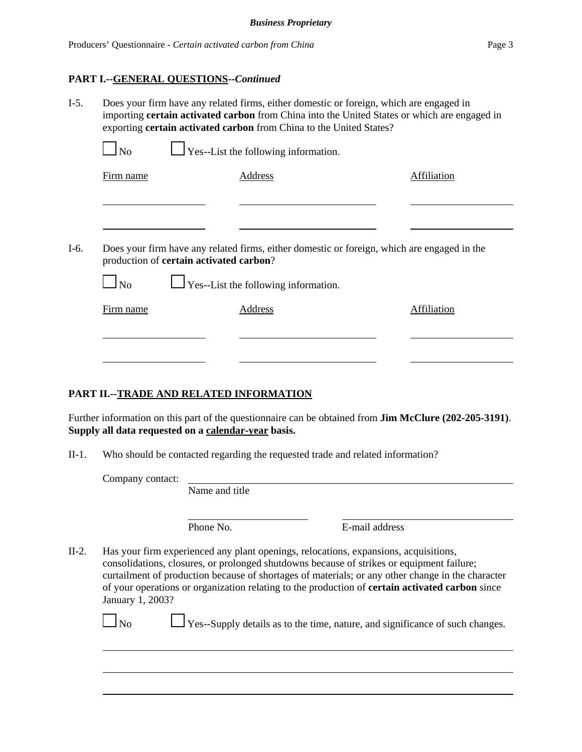**PART I.--GENERAL QUESTIONS--*Continued***

I-5. Does your firm have any related firms, either domestic or foreign, which are engaged in importing **certain activated carbon** from China into the United States or which are engaged in exporting **certain activated carbon** from China to the United States?

☐ No ☐ Yes--List the following information.

| Firm name | Address | Affiliation |
|---|---|---|
| | | |
| | | |

I-6. Does your firm have any related firms, either domestic or foreign, which are engaged in the production of **certain activated carbon**?

☐ No ☐ Yes--List the following information.

| Firm name | Address | Affiliation |
|---|---|---|
| | | |
| | | |

**PART II.--TRADE AND RELATED INFORMATION**

Further information on this part of the questionnaire can be obtained from **Jim McClure (202-205-3191)**. **Supply all data requested on a calendar-year basis.**

II-1. Who should be contacted regarding the requested trade and related information?

Company contact: ______________________________
Name and title

______________________ ______________________
Phone No. E-mail address

II-2. Has your firm experienced any plant openings, relocations, expansions, acquisitions, consolidations, closures, or prolonged shutdowns because of strikes or equipment failure; curtailment of production because of shortages of materials; or any other change in the character of your operations or organization relating to the production of **certain activated carbon** since January 1, 2003?

☐ No ☐ Yes--Supply details as to the time, nature, and significance of such changes.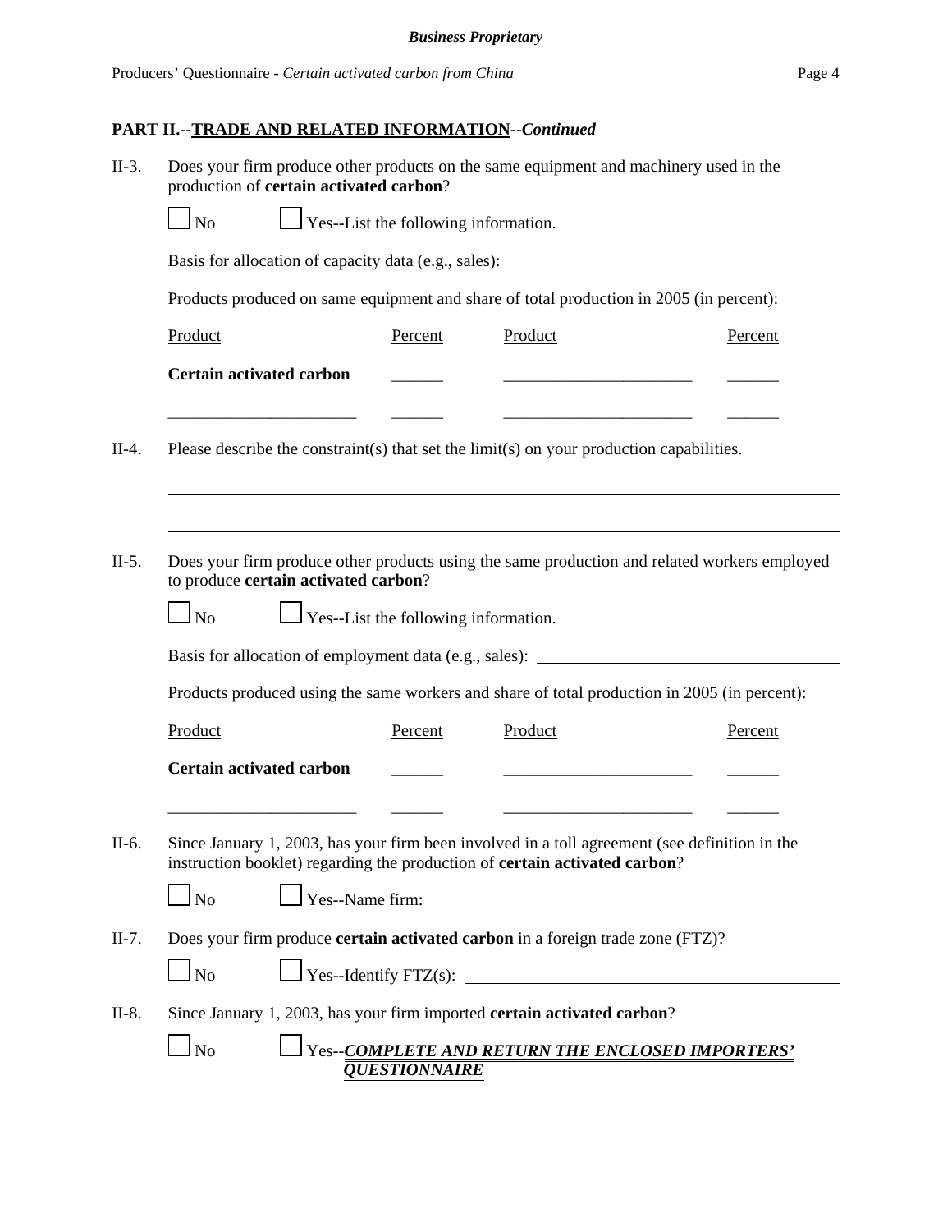**Business Proprietary**

## PART II.--TRADE AND RELATED INFORMATION--*Continued*

II-3. Does your firm produce other products on the same equipment and machinery used in the production of **certain activated carbon**?

☐ No ☐ Yes--List the following information.

Basis for allocation of capacity data (e.g., sales): ________________________________

Products produced on same equipment and share of total production in 2005 (in percent):

| Product | Percent | Product | Percent |
|---|---|---|---|
| **Certain activated carbon** | ______ | ______________________ | ______ |
| ______________________ | ______ | ______________________ | ______ |

II-4. Please describe the constraint(s) that set the limit(s) on your production capabilities.

________________________________________________________________________

________________________________________________________________________

II-5. Does your firm produce other products using the same production and related workers employed to produce **certain activated carbon**?

☐ No ☐ Yes--List the following information.

Basis for allocation of employment data (e.g., sales): ________________________________

Products produced using the same workers and share of total production in 2005 (in percent):

| Product | Percent | Product | Percent |
|---|---|---|---|
| **Certain activated carbon** | ______ | ______________________ | ______ |
| ______________________ | ______ | ______________________ | ______ |

II-6. Since January 1, 2003, has your firm been involved in a toll agreement (see definition in the instruction booklet) regarding the production of **certain activated carbon**?

☐ No ☐ Yes--Name firm: ________________________________

II-7. Does your firm produce **certain activated carbon** in a foreign trade zone (FTZ)?

☐ No ☐ Yes--Identify FTZ(s): ________________________________

II-8. Since January 1, 2003, has your firm imported **certain activated carbon**?

☐ No ☐ Yes--***COMPLETE AND RETURN THE ENCLOSED IMPORTERS' QUESTIONNAIRE***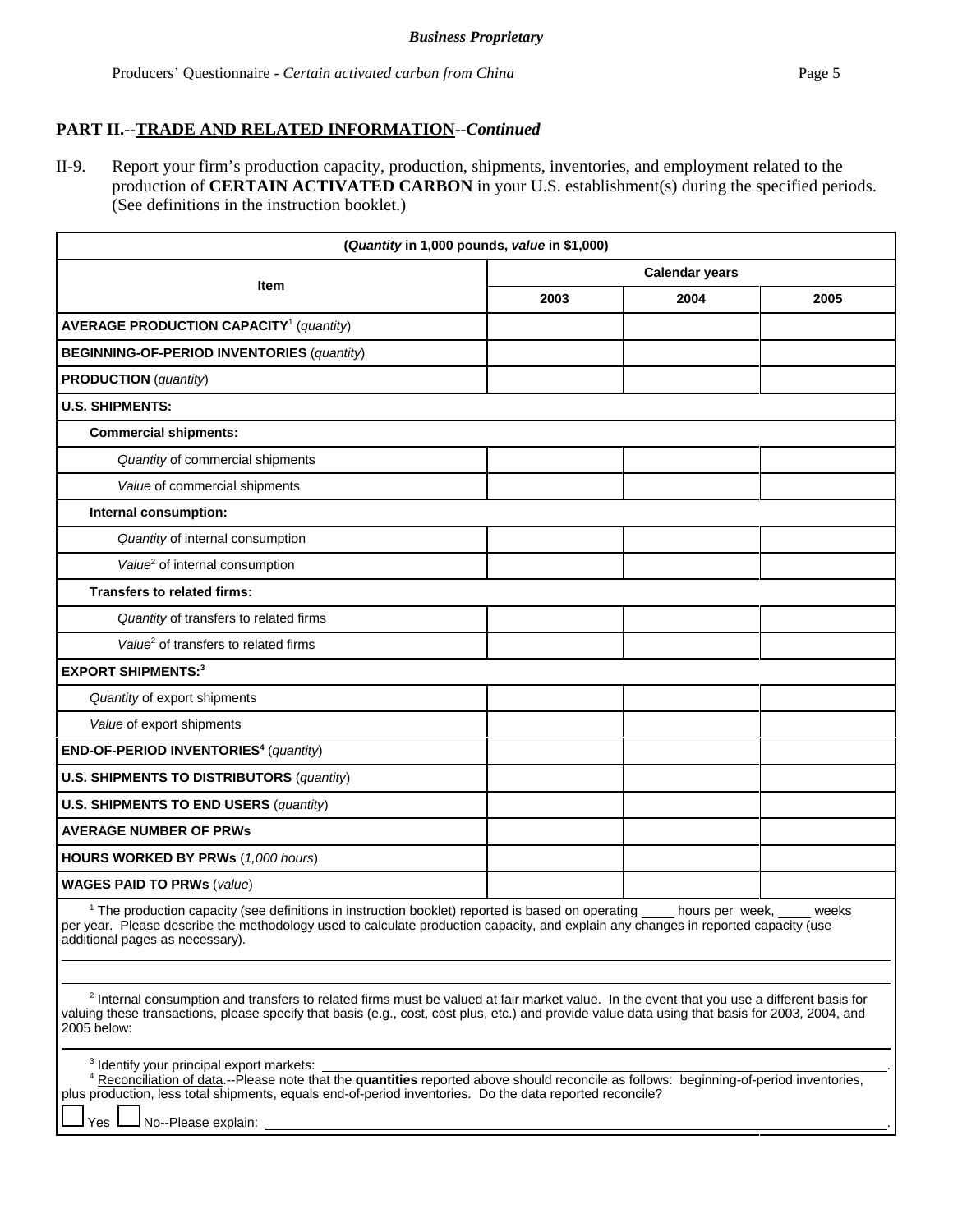## PART II.--TRADE AND RELATED INFORMATION--*Continued*

II-9. Report your firm's production capacity, production, shipments, inventories, and employment related to the production of **CERTAIN ACTIVATED CARBON** in your U.S. establishment(s) during the specified periods. (See definitions in the instruction booklet.)

| (*Quantity* in 1,000 pounds, *value* in $1,000) | | | |
|---|---|---|---|
| **Item** | **Calendar years** | | |
| | **2003** | **2004** | **2005** |
| **AVERAGE PRODUCTION CAPACITY**[1] (*quantity*) | | | |
| **BEGINNING-OF-PERIOD INVENTORIES** (*quantity*) | | | |
| **PRODUCTION** (*quantity*) | | | |
| **U.S. SHIPMENTS:** | | | |
| **Commercial shipments:** | | | |
| *Quantity* of commercial shipments | | | |
| *Value* of commercial shipments | | | |
| **Internal consumption:** | | | |
| *Quantity* of internal consumption | | | |
| *Value*[2] of internal consumption | | | |
| **Transfers to related firms:** | | | |
| *Quantity* of transfers to related firms | | | |
| *Value*[2] of transfers to related firms | | | |
| **EXPORT SHIPMENTS:**[3] | | | |
| *Quantity* of export shipments | | | |
| *Value* of export shipments | | | |
| **END-OF-PERIOD INVENTORIES**[4] (*quantity*) | | | |
| **U.S. SHIPMENTS TO DISTRIBUTORS** (*quantity*) | | | |
| **U.S. SHIPMENTS TO END USERS** (*quantity*) | | | |
| **AVERAGE NUMBER OF PRWs** | | | |
| **HOURS WORKED BY PRWs** (*1,000 hours*) | | | |
| **WAGES PAID TO PRWs** (*value*) | | | |

[1] The production capacity (see definitions in instruction booklet) reported is based on operating ____ hours per week, ____ weeks per year. Please describe the methodology used to calculate production capacity, and explain any changes in reported capacity (use additional pages as necessary).

[2] Internal consumption and transfers to related firms must be valued at fair market value. In the event that you use a different basis for valuing these transactions, please specify that basis (e.g., cost, cost plus, etc.) and provide value data using that basis for 2003, 2004, and 2005 below:

[3] Identify your principal export markets: ______________________________.

[4] Reconciliation of data.--Please note that the **quantities** reported above should reconcile as follows: beginning-of-period inventories, plus production, less total shipments, equals end-of-period inventories. Do the data reported reconcile?

☐ Yes ☐ No--Please explain: ______________________________.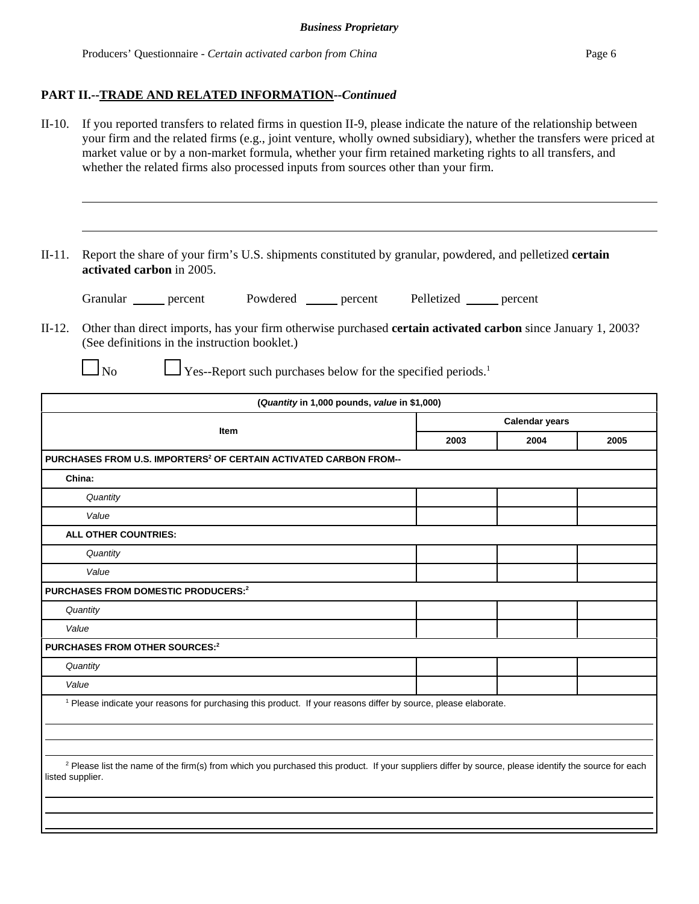## PART II.--TRADE AND RELATED INFORMATION--*Continued*

II-10. If you reported transfers to related firms in question II-9, please indicate the nature of the relationship between your firm and the related firms (e.g., joint venture, wholly owned subsidiary), whether the transfers were priced at market value or by a non-market formula, whether your firm retained marketing rights to all transfers, and whether the related firms also processed inputs from sources other than your firm.

______________________________________________________________________

______________________________________________________________________

II-11. Report the share of your firm's U.S. shipments constituted by granular, powdered, and pelletized **certain activated carbon** in 2005.

Granular _____ percent  Powdered _____ percent  Pelletized _____ percent

II-12. Other than direct imports, has your firm otherwise purchased **certain activated carbon** since January 1, 2003? (See definitions in the instruction booklet.)

☐ No  ☐ Yes--Report such purchases below for the specified periods.[1]

| (*Quantity* in 1,000 pounds, *value* in $1,000) | | | |
|---|---|---|---|
| Item | Calendar years | | |
| | 2003 | 2004 | 2005 |
| **PURCHASES FROM U.S. IMPORTERS[2] OF CERTAIN ACTIVATED CARBON FROM--** | | | |
| **China:** | | | |
| *Quantity* | | | |
| *Value* | | | |
| **ALL OTHER COUNTRIES:** | | | |
| *Quantity* | | | |
| *Value* | | | |
| **PURCHASES FROM DOMESTIC PRODUCERS:[2]** | | | |
| *Quantity* | | | |
| *Value* | | | |
| **PURCHASES FROM OTHER SOURCES:[2]** | | | |
| *Quantity* | | | |
| *Value* | | | |

[1] Please indicate your reasons for purchasing this product. If your reasons differ by source, please elaborate.

______________________________________________________________________

______________________________________________________________________

[2] Please list the name of the firm(s) from which you purchased this product. If your suppliers differ by source, please identify the source for each listed supplier.

______________________________________________________________________

______________________________________________________________________

______________________________________________________________________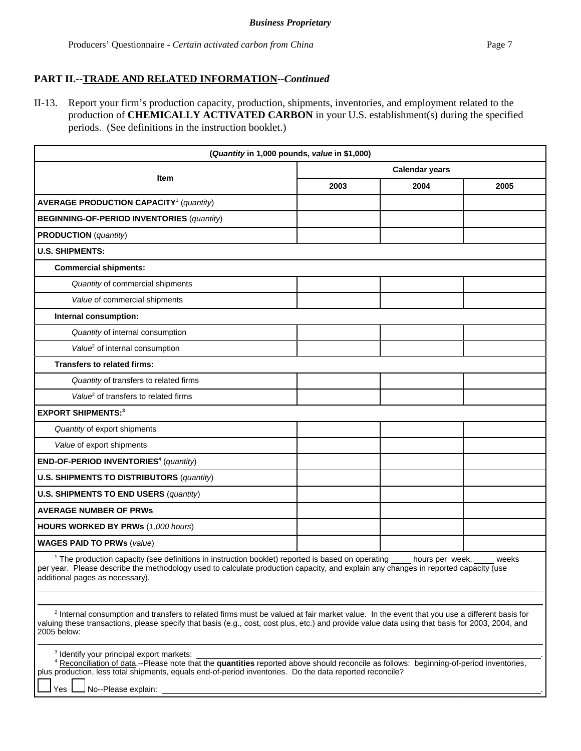## PART II.--TRADE AND RELATED INFORMATION--*Continued*

II-13. Report your firm's production capacity, production, shipments, inventories, and employment related to the production of **CHEMICALLY ACTIVATED CARBON** in your U.S. establishment(s) during the specified periods. (See definitions in the instruction booklet.)

| (*Quantity* in 1,000 pounds, *value* in $1,000) | | | |
|---|---|---|---|
| **Item** | **Calendar years** | | |
| | **2003** | **2004** | **2005** |
| **AVERAGE PRODUCTION CAPACITY**[1] (*quantity*) | | | |
| **BEGINNING-OF-PERIOD INVENTORIES** (*quantity*) | | | |
| **PRODUCTION** (*quantity*) | | | |
| **U.S. SHIPMENTS:** | | | |
| **Commercial shipments:** | | | |
| *Quantity* of commercial shipments | | | |
| *Value* of commercial shipments | | | |
| **Internal consumption:** | | | |
| *Quantity* of internal consumption | | | |
| *Value*[2] of internal consumption | | | |
| **Transfers to related firms:** | | | |
| *Quantity* of transfers to related firms | | | |
| *Value*[2] of transfers to related firms | | | |
| **EXPORT SHIPMENTS:**[3] | | | |
| *Quantity* of export shipments | | | |
| *Value* of export shipments | | | |
| **END-OF-PERIOD INVENTORIES**[4] (*quantity*) | | | |
| **U.S. SHIPMENTS TO DISTRIBUTORS** (*quantity*) | | | |
| **U.S. SHIPMENTS TO END USERS** (*quantity*) | | | |
| **AVERAGE NUMBER OF PRWs** | | | |
| **HOURS WORKED BY PRWs** (*1,000 hours*) | | | |
| **WAGES PAID TO PRWs** (*value*) | | | |

[1] The production capacity (see definitions in instruction booklet) reported is based on operating ____ hours per week, ____ weeks per year. Please describe the methodology used to calculate production capacity, and explain any changes in reported capacity (use additional pages as necessary).

[2] Internal consumption and transfers to related firms must be valued at fair market value. In the event that you use a different basis for valuing these transactions, please specify that basis (e.g., cost, cost plus, etc.) and provide value data using that basis for 2003, 2004, and 2005 below:

[3] Identify your principal export markets: ____________________.

[4] Reconciliation of data.--Please note that the **quantities** reported above should reconcile as follows: beginning-of-period inventories, plus production, less total shipments, equals end-of-period inventories. Do the data reported reconcile?

☐ Yes ☐ No--Please explain: ____________________.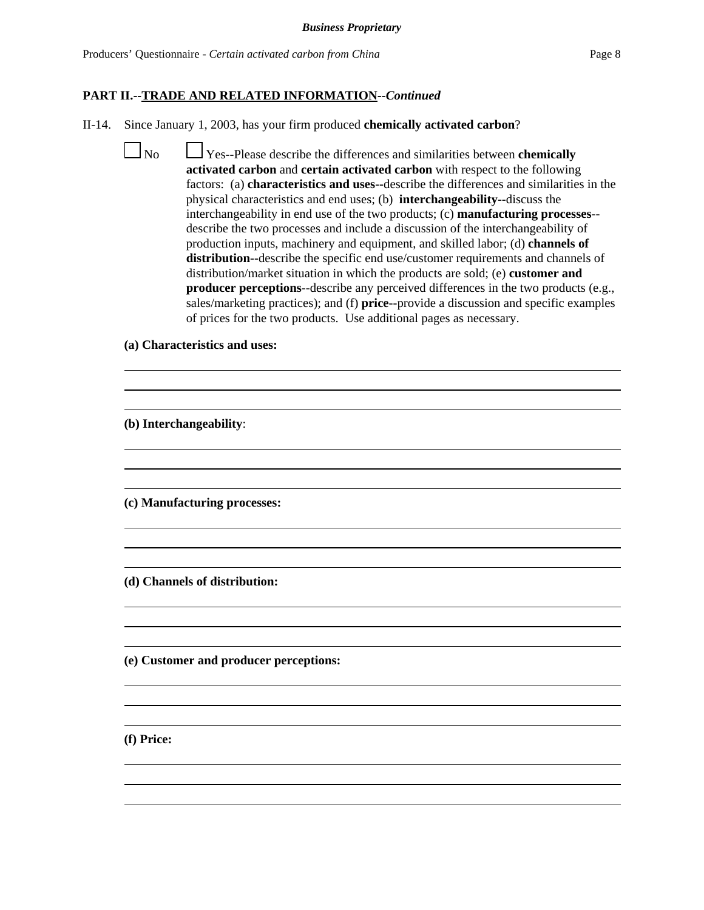**PART II.--TRADE AND RELATED INFORMATION--*Continued***

II-14. Since January 1, 2003, has your firm produced **chemically activated carbon**?

☐ No ☐ Yes--Please describe the differences and similarities between **chemically activated carbon** and **certain activated carbon** with respect to the following factors: (a) **characteristics and uses**--describe the differences and similarities in the physical characteristics and end uses; (b) **interchangeability**--discuss the interchangeability in end use of the two products; (c) **manufacturing processes**--describe the two processes and include a discussion of the interchangeability of production inputs, machinery and equipment, and skilled labor; (d) **channels of distribution**--describe the specific end use/customer requirements and channels of distribution/market situation in which the products are sold; (e) **customer and producer perceptions**--describe any perceived differences in the two products (e.g., sales/marketing practices); and (f) **price**--provide a discussion and specific examples of prices for the two products. Use additional pages as necessary.

**(a) Characteristics and uses:**

______________________________________________________________________

______________________________________________________________________

______________________________________________________________________

**(b) Interchangeability**:

______________________________________________________________________

______________________________________________________________________

______________________________________________________________________

**(c) Manufacturing processes:**

______________________________________________________________________

______________________________________________________________________

______________________________________________________________________

**(d) Channels of distribution:**

______________________________________________________________________

______________________________________________________________________

______________________________________________________________________

**(e) Customer and producer perceptions:**

______________________________________________________________________

______________________________________________________________________

______________________________________________________________________

**(f) Price:**

______________________________________________________________________

______________________________________________________________________

______________________________________________________________________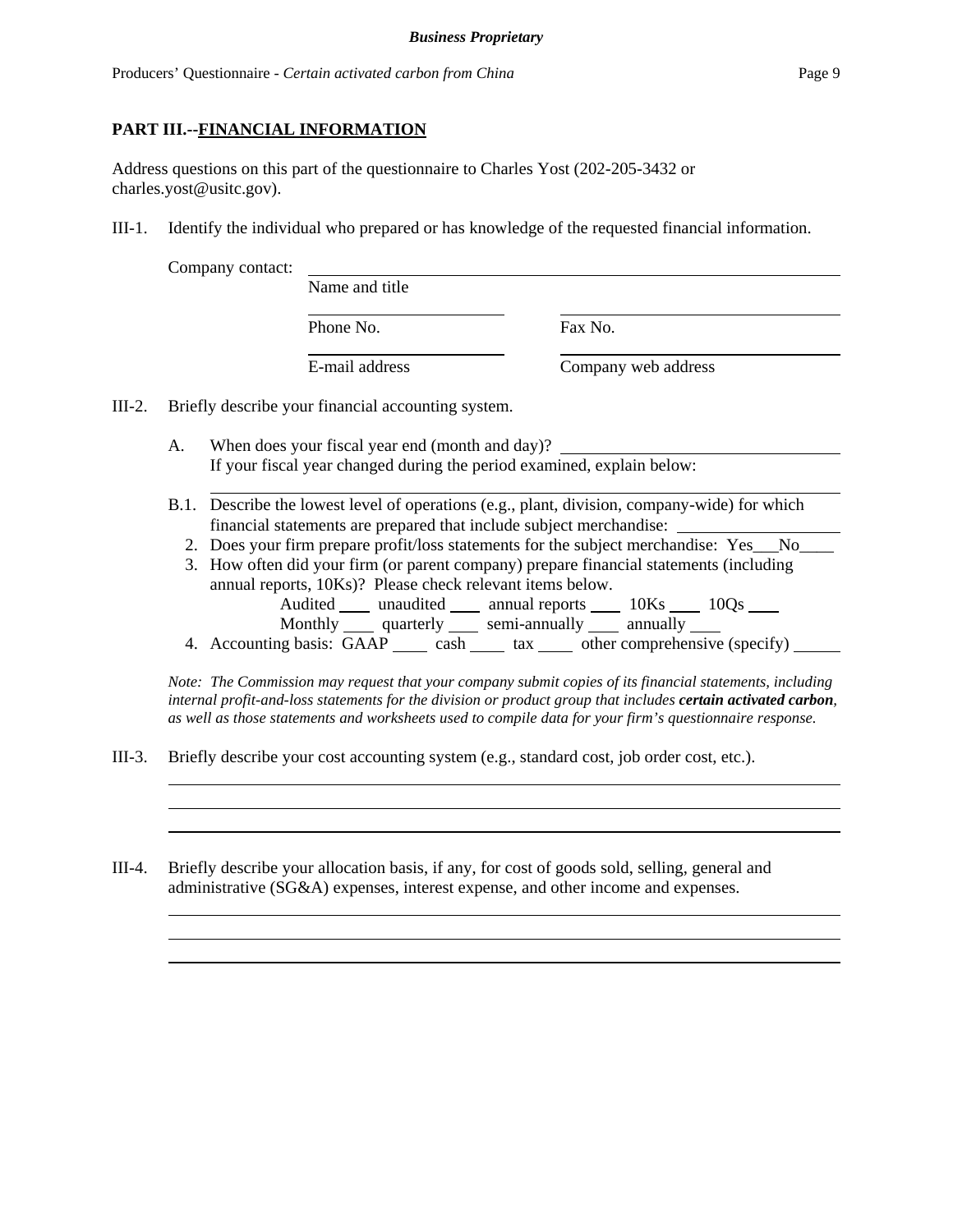## PART III.--FINANCIAL INFORMATION

Address questions on this part of the questionnaire to Charles Yost (202-205-3432 or charles.yost@usitc.gov).

III-1. Identify the individual who prepared or has knowledge of the requested financial information.

Company contact: ______________________________
Name and title

______________________ ______________________
Phone No. Fax No.

______________________ ______________________
E-mail address Company web address

III-2. Briefly describe your financial accounting system.

A. When does your fiscal year end (month and day)? ______________________
If your fiscal year changed during the period examined, explain below:
______________________________

B.1. Describe the lowest level of operations (e.g., plant, division, company-wide) for which financial statements are prepared that include subject merchandise: ______________

2. Does your firm prepare profit/loss statements for the subject merchandise: Yes___No____

3. How often did your firm (or parent company) prepare financial statements (including annual reports, 10Ks)? Please check relevant items below.
Audited ____ unaudited ____ annual reports ____ 10Ks ____ 10Qs ____
Monthly ____ quarterly ____ semi-annually ____ annually ____

4. Accounting basis: GAAP ____ cash ____ tax ____ other comprehensive (specify) ______

*Note: The Commission may request that your company submit copies of its financial statements, including internal profit-and-loss statements for the division or product group that includes* ***certain activated carbon****, as well as those statements and worksheets used to compile data for your firm's questionnaire response.*

III-3. Briefly describe your cost accounting system (e.g., standard cost, job order cost, etc.).

______________________________
______________________________
______________________________

III-4. Briefly describe your allocation basis, if any, for cost of goods sold, selling, general and administrative (SG&A) expenses, interest expense, and other income and expenses.

______________________________
______________________________
______________________________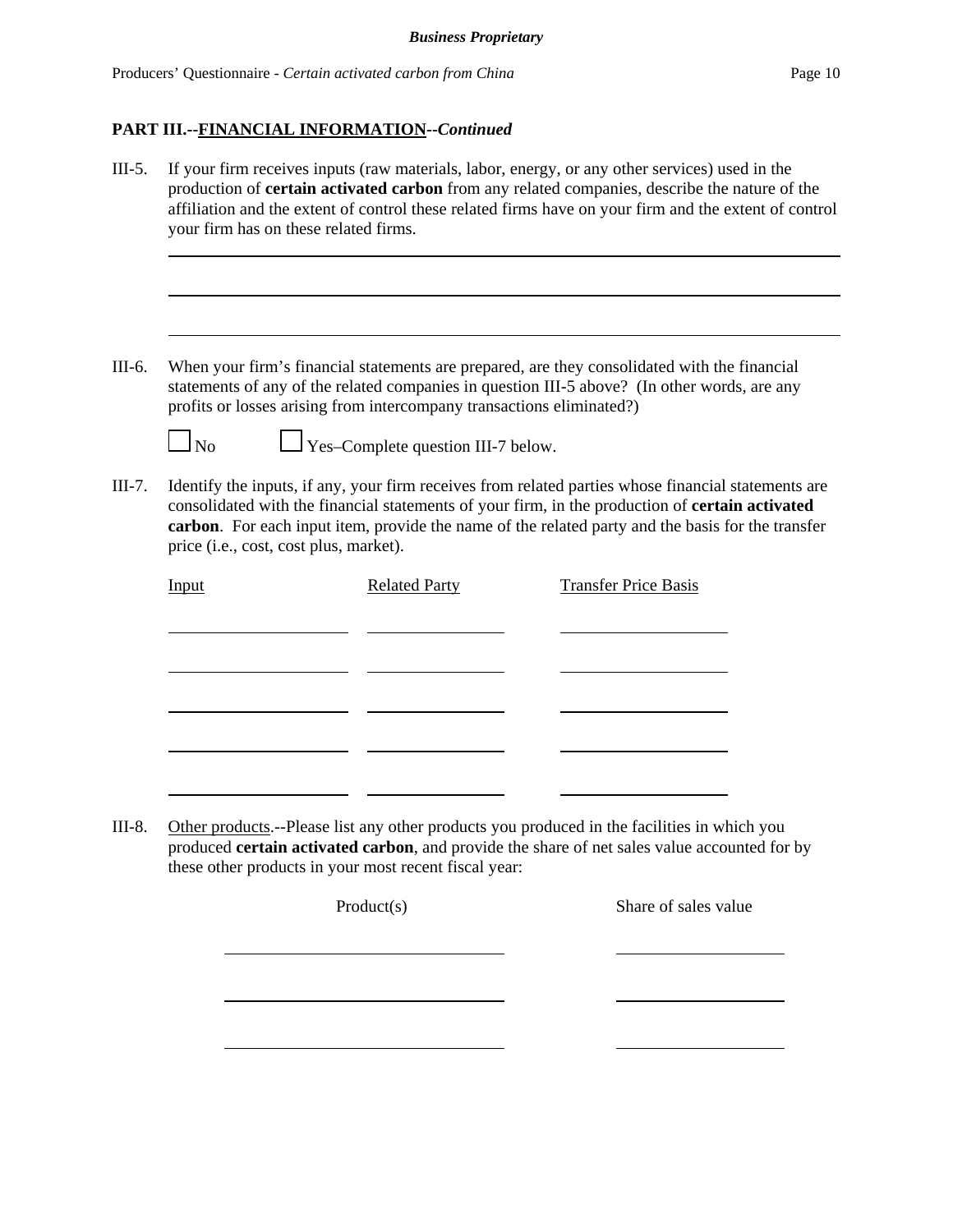**PART III.--FINANCIAL INFORMATION--*Continued***

III-5. If your firm receives inputs (raw materials, labor, energy, or any other services) used in the production of **certain activated carbon** from any related companies, describe the nature of the affiliation and the extent of control these related firms have on your firm and the extent of control your firm has on these related firms.

\_\_\_\_\_\_\_\_\_\_\_\_\_\_\_\_\_\_\_\_\_\_\_\_\_\_\_\_\_\_\_\_\_\_\_\_\_\_\_\_\_\_\_\_\_\_\_\_\_\_\_\_\_\_\_\_\_\_\_\_\_\_\_\_\_\_\_\_\_\_\_\_\_\_\_\_\_\_

\_\_\_\_\_\_\_\_\_\_\_\_\_\_\_\_\_\_\_\_\_\_\_\_\_\_\_\_\_\_\_\_\_\_\_\_\_\_\_\_\_\_\_\_\_\_\_\_\_\_\_\_\_\_\_\_\_\_\_\_\_\_\_\_\_\_\_\_\_\_\_\_\_\_\_\_\_\_

\_\_\_\_\_\_\_\_\_\_\_\_\_\_\_\_\_\_\_\_\_\_\_\_\_\_\_\_\_\_\_\_\_\_\_\_\_\_\_\_\_\_\_\_\_\_\_\_\_\_\_\_\_\_\_\_\_\_\_\_\_\_\_\_\_\_\_\_\_\_\_\_\_\_\_\_\_\_

III-6. When your firm's financial statements are prepared, are they consolidated with the financial statements of any of the related companies in question III-5 above? (In other words, are any profits or losses arising from intercompany transactions eliminated?)

☐ No ☐ Yes–Complete question III-7 below.

III-7. Identify the inputs, if any, your firm receives from related parties whose financial statements are consolidated with the financial statements of your firm, in the production of **certain activated carbon**. For each input item, provide the name of the related party and the basis for the transfer price (i.e., cost, cost plus, market).

| Input | Related Party | Transfer Price Basis |
|---|---|---|
| | | |
| | | |
| | | |
| | | |
| | | |

III-8. Other products.--Please list any other products you produced in the facilities in which you produced **certain activated carbon**, and provide the share of net sales value accounted for by these other products in your most recent fiscal year:

| Product(s) | Share of sales value |
|---|---|
| | |
| | |
| | |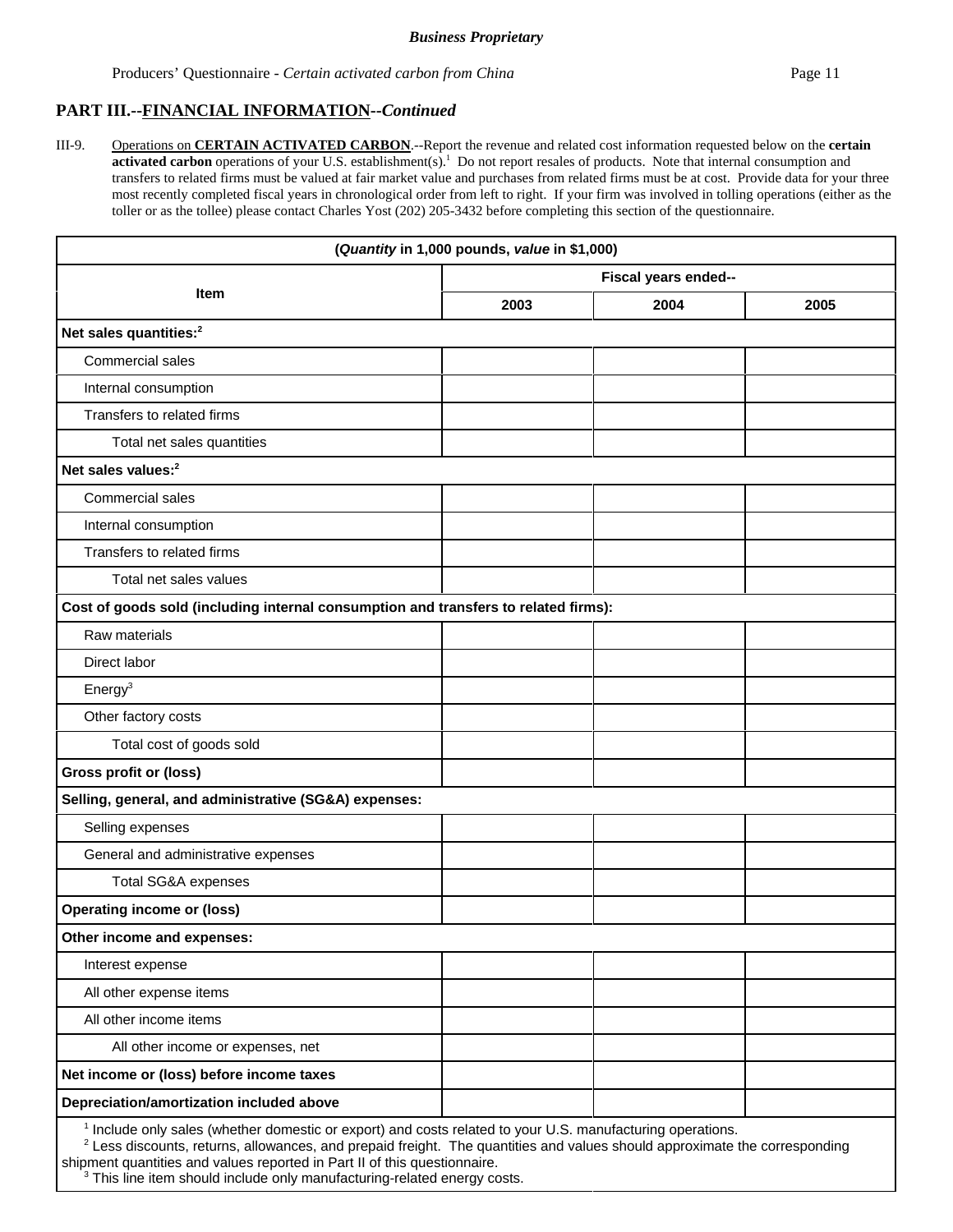*Business Proprietary*

Producers' Questionnaire - *Certain activated carbon from China*

## PART III.--FINANCIAL INFORMATION--*Continued*

III-9. Operations on **CERTAIN ACTIVATED CARBON**.--Report the revenue and related cost information requested below on the **certain activated carbon** operations of your U.S. establishment(s).[1] Do not report resales of products. Note that internal consumption and transfers to related firms must be valued at fair market value and purchases from related firms must be at cost. Provide data for your three most recently completed fiscal years in chronological order from left to right. If your firm was involved in tolling operations (either as the toller or as the tollee) please contact Charles Yost (202) 205-3432 before completing this section of the questionnaire.

| (*Quantity* in 1,000 pounds, *value* in $1,000) | | | |
|---|---|---|---|
| **Item** | **Fiscal years ended--** | | |
| | **2003** | **2004** | **2005** |
| **Net sales quantities:**[2] | | | |
| Commercial sales | | | |
| Internal consumption | | | |
| Transfers to related firms | | | |
| Total net sales quantities | | | |
| **Net sales values:**[2] | | | |
| Commercial sales | | | |
| Internal consumption | | | |
| Transfers to related firms | | | |
| Total net sales values | | | |
| **Cost of goods sold (including internal consumption and transfers to related firms):** | | | |
| Raw materials | | | |
| Direct labor | | | |
| Energy[3] | | | |
| Other factory costs | | | |
| Total cost of goods sold | | | |
| **Gross profit or (loss)** | | | |
| **Selling, general, and administrative (SG&A) expenses:** | | | |
| Selling expenses | | | |
| General and administrative expenses | | | |
| Total SG&A expenses | | | |
| **Operating income or (loss)** | | | |
| **Other income and expenses:** | | | |
| Interest expense | | | |
| All other expense items | | | |
| All other income items | | | |
| All other income or expenses, net | | | |
| **Net income or (loss) before income taxes** | | | |
| **Depreciation/amortization included above** | | | |

[1] Include only sales (whether domestic or export) and costs related to your U.S. manufacturing operations.
[2] Less discounts, returns, allowances, and prepaid freight. The quantities and values should approximate the corresponding shipment quantities and values reported in Part II of this questionnaire.
[3] This line item should include only manufacturing-related energy costs.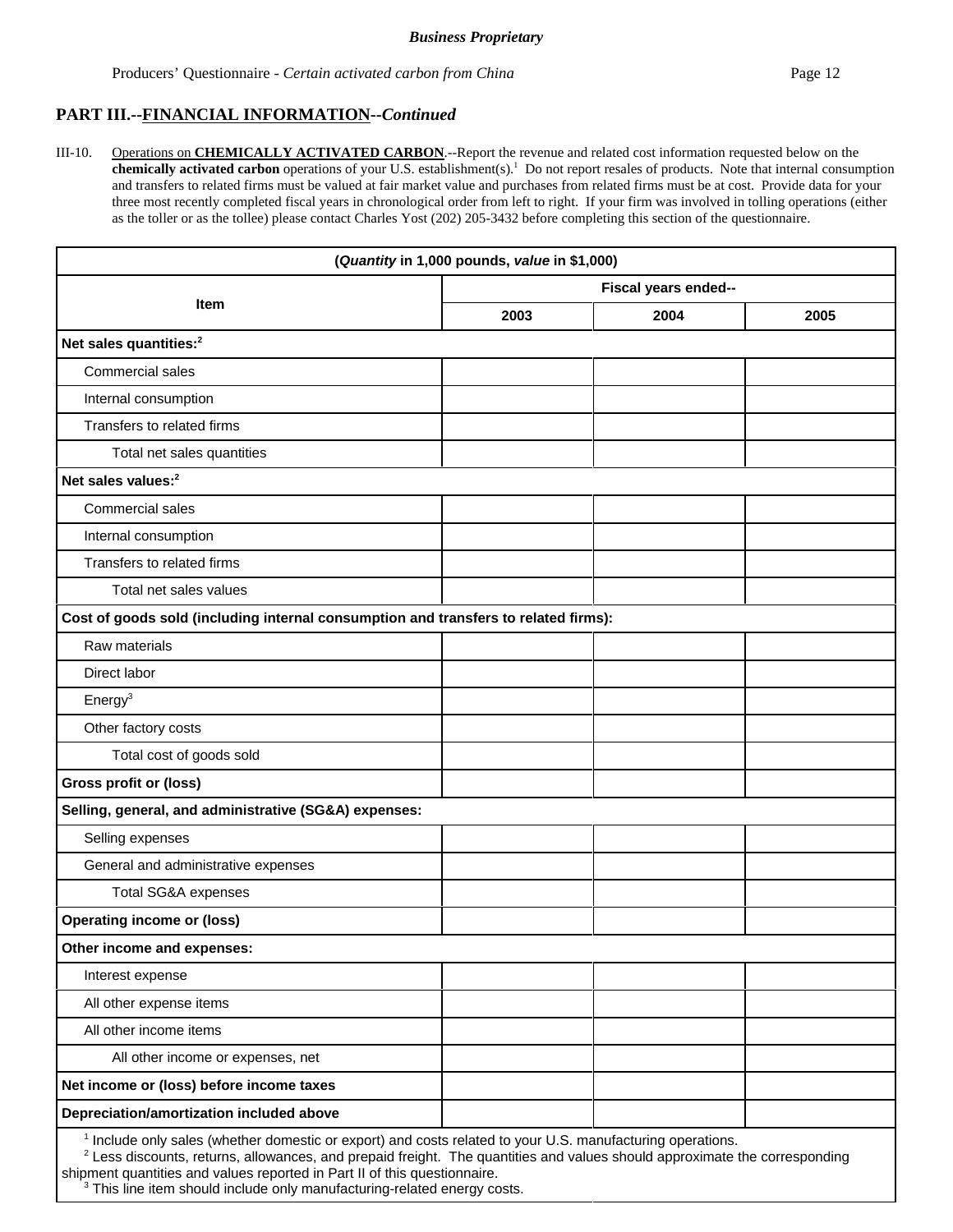*Business Proprietary*

Producers' Questionnaire - *Certain activated carbon from China*

## PART III.--FINANCIAL INFORMATION--*Continued*

III-10. Operations on **CHEMICALLY ACTIVATED CARBON**.--Report the revenue and related cost information requested below on the **chemically activated carbon** operations of your U.S. establishment(s).[1] Do not report resales of products. Note that internal consumption and transfers to related firms must be valued at fair market value and purchases from related firms must be at cost. Provide data for your three most recently completed fiscal years in chronological order from left to right. If your firm was involved in tolling operations (either as the toller or as the tollee) please contact Charles Yost (202) 205-3432 before completing this section of the questionnaire.

| (*Quantity* in 1,000 pounds, *value* in $1,000) | | | |
|---|---|---|---|
| Item | Fiscal years ended-- | | |
| | 2003 | 2004 | 2005 |
| **Net sales quantities:**[2] | | | |
| Commercial sales | | | |
| Internal consumption | | | |
| Transfers to related firms | | | |
| Total net sales quantities | | | |
| **Net sales values:**[2] | | | |
| Commercial sales | | | |
| Internal consumption | | | |
| Transfers to related firms | | | |
| Total net sales values | | | |
| **Cost of goods sold (including internal consumption and transfers to related firms):** | | | |
| Raw materials | | | |
| Direct labor | | | |
| Energy[3] | | | |
| Other factory costs | | | |
| Total cost of goods sold | | | |
| **Gross profit or (loss)** | | | |
| **Selling, general, and administrative (SG&A) expenses:** | | | |
| Selling expenses | | | |
| General and administrative expenses | | | |
| Total SG&A expenses | | | |
| **Operating income or (loss)** | | | |
| **Other income and expenses:** | | | |
| Interest expense | | | |
| All other expense items | | | |
| All other income items | | | |
| All other income or expenses, net | | | |
| **Net income or (loss) before income taxes** | | | |
| **Depreciation/amortization included above** | | | |

[1] Include only sales (whether domestic or export) and costs related to your U.S. manufacturing operations.
[2] Less discounts, returns, allowances, and prepaid freight. The quantities and values should approximate the corresponding shipment quantities and values reported in Part II of this questionnaire.
[3] This line item should include only manufacturing-related energy costs.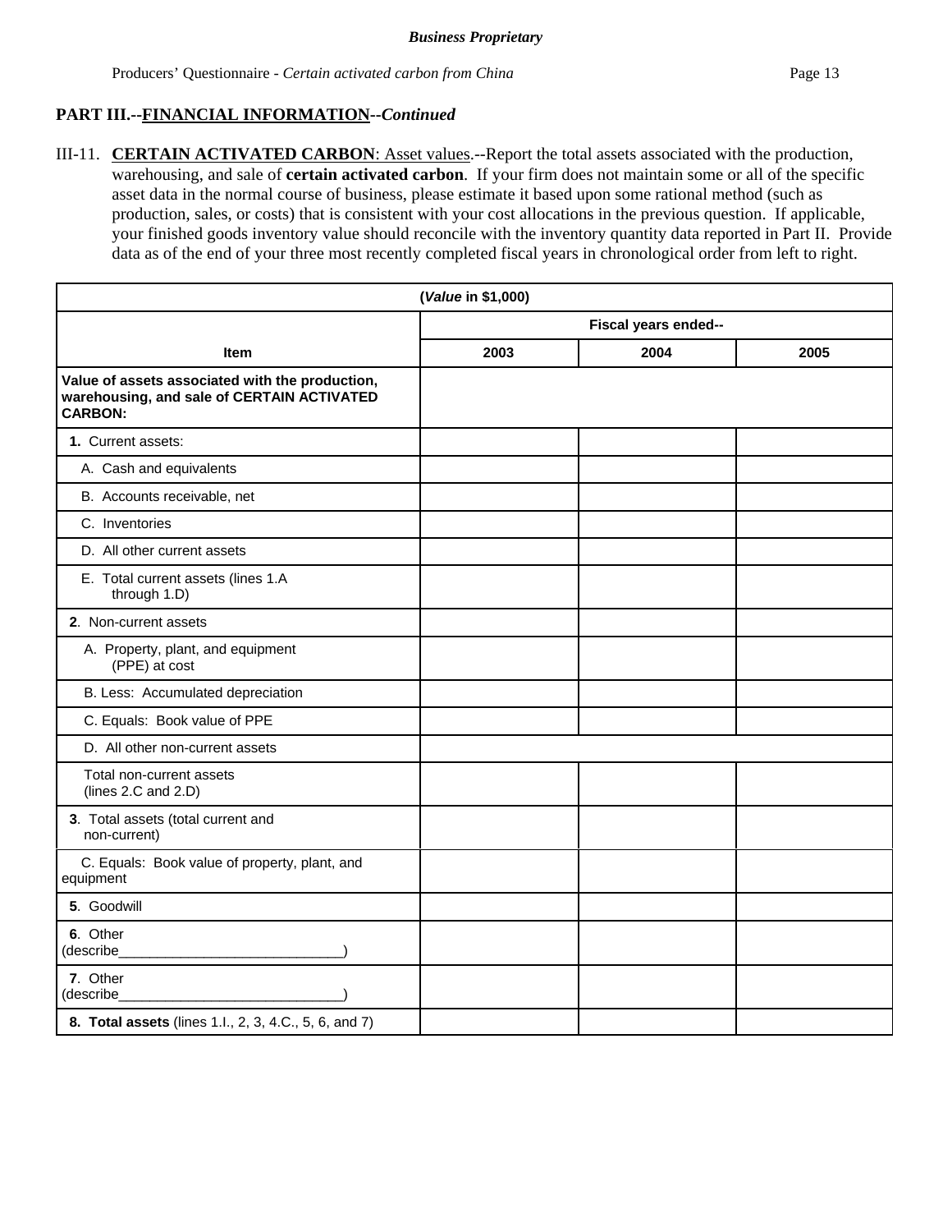**Business Proprietary**

## PART III.--FINANCIAL INFORMATION--*Continued*

III-11. **CERTAIN ACTIVATED CARBON**: Asset values.--Report the total assets associated with the production, warehousing, and sale of **certain activated carbon**. If your firm does not maintain some or all of the specific asset data in the normal course of business, please estimate it based upon some rational method (such as production, sales, or costs) that is consistent with your cost allocations in the previous question. If applicable, your finished goods inventory value should reconcile with the inventory quantity data reported in Part II. Provide data as of the end of your three most recently completed fiscal years in chronological order from left to right.

| (*Value* in $1,000) | | | |
|---|---|---|---|
| | Fiscal years ended-- | | |
| **Item** | **2003** | **2004** | **2005** |
| **Value of assets associated with the production, warehousing, and sale of CERTAIN ACTIVATED CARBON:** | | | |
| **1.** Current assets: | | | |
| A. Cash and equivalents | | | |
| B. Accounts receivable, net | | | |
| C. Inventories | | | |
| D. All other current assets | | | |
| E. Total current assets (lines 1.A through 1.D) | | | |
| **2**. Non-current assets | | | |
| A. Property, plant, and equipment (PPE) at cost | | | |
| B. Less: Accumulated depreciation | | | |
| C. Equals: Book value of PPE | | | |
| D. All other non-current assets | | | |
| Total non-current assets (lines 2.C and 2.D) | | | |
| **3**. Total assets (total current and non-current) | | | |
| C. Equals: Book value of property, plant, and equipment | | | |
| **5**. Goodwill | | | |
| **6**. Other (describe_____________________________) | | | |
| **7**. Other (describe_____________________________) | | | |
| **8. Total assets** (lines 1.I., 2, 3, 4.C., 5, 6, and 7) | | | |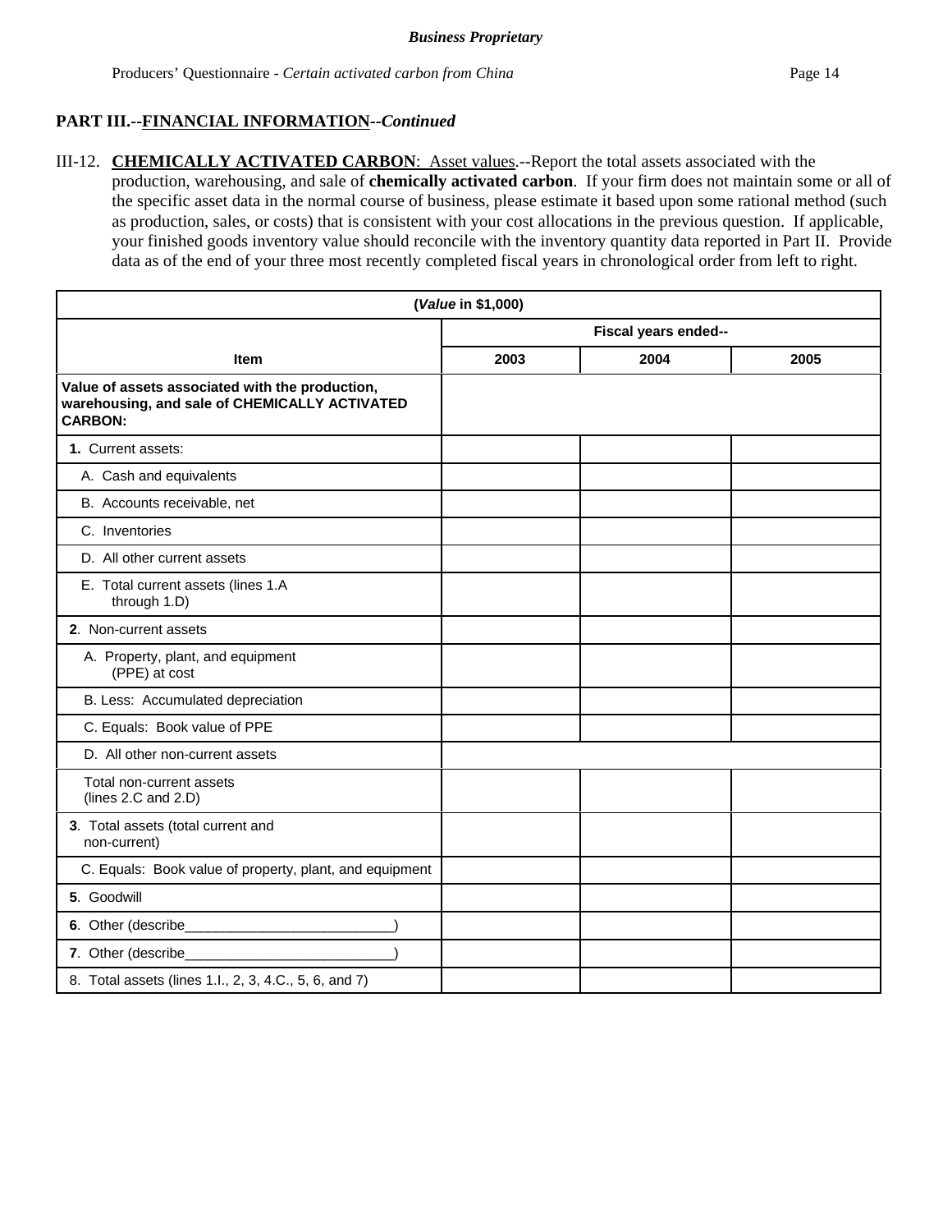**Business Proprietary**

## PART III.--FINANCIAL INFORMATION--*Continued*

III-12. **CHEMICALLY ACTIVATED CARBON**: Asset values.--Report the total assets associated with the production, warehousing, and sale of **chemically activated carbon**. If your firm does not maintain some or all of the specific asset data in the normal course of business, please estimate it based upon some rational method (such as production, sales, or costs) that is consistent with your cost allocations in the previous question. If applicable, your finished goods inventory value should reconcile with the inventory quantity data reported in Part II. Provide data as of the end of your three most recently completed fiscal years in chronological order from left to right.

| (*Value* in $1,000) | | | |
|---|---|---|---|
| | Fiscal years ended-- | | |
| **Item** | **2003** | **2004** | **2005** |
| **Value of assets associated with the production, warehousing, and sale of CHEMICALLY ACTIVATED CARBON:** | | | |
| **1.** Current assets: | | | |
| A. Cash and equivalents | | | |
| B. Accounts receivable, net | | | |
| C. Inventories | | | |
| D. All other current assets | | | |
| E. Total current assets (lines 1.A through 1.D) | | | |
| **2**. Non-current assets | | | |
| A. Property, plant, and equipment (PPE) at cost | | | |
| B. Less: Accumulated depreciation | | | |
| C. Equals: Book value of PPE | | | |
| D. All other non-current assets | | | |
| Total non-current assets (lines 2.C and 2.D) | | | |
| **3**. Total assets (total current and non-current) | | | |
| C. Equals: Book value of property, plant, and equipment | | | |
| **5**. Goodwill | | | |
| **6**. Other (describe___________________________) | | | |
| **7**. Other (describe___________________________) | | | |
| 8. Total assets (lines 1.I., 2, 3, 4.C., 5, 6, and 7) | | | |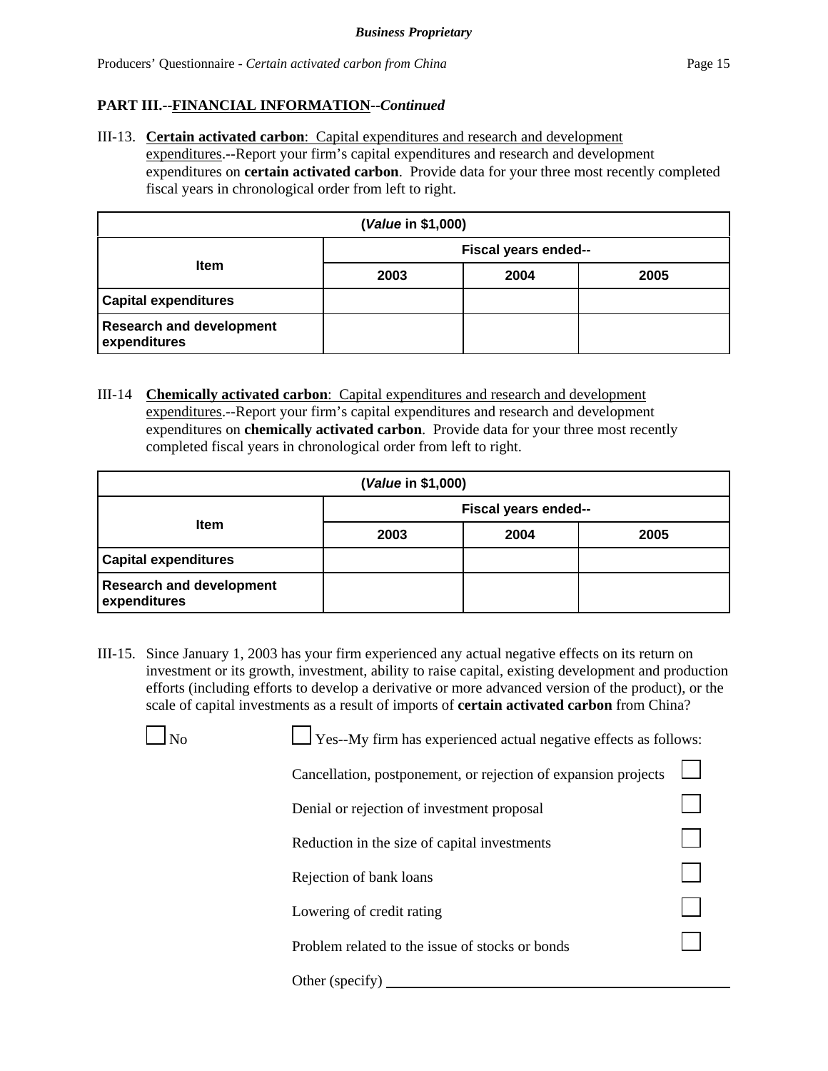**PART III.--FINANCIAL INFORMATION--*Continued***

III-13. **Certain activated carbon**: Capital expenditures and research and development expenditures.--Report your firm's capital expenditures and research and development expenditures on **certain activated carbon**. Provide data for your three most recently completed fiscal years in chronological order from left to right.

| (*Value* in $1,000) | | | |
|---|---|---|---|
| **Item** | **Fiscal years ended--** | | |
| | **2003** | **2004** | **2005** |
| **Capital expenditures** | | | |
| **Research and development expenditures** | | | |

III-14 **Chemically activated carbon**: Capital expenditures and research and development expenditures.--Report your firm's capital expenditures and research and development expenditures on **chemically activated carbon**. Provide data for your three most recently completed fiscal years in chronological order from left to right.

| (*Value* in $1,000) | | | |
|---|---|---|---|
| **Item** | **Fiscal years ended--** | | |
| | **2003** | **2004** | **2005** |
| **Capital expenditures** | | | |
| **Research and development expenditures** | | | |

III-15. Since January 1, 2003 has your firm experienced any actual negative effects on its return on investment or its growth, investment, ability to raise capital, existing development and production efforts (including efforts to develop a derivative or more advanced version of the product), or the scale of capital investments as a result of imports of **certain activated carbon** from China?

☐ No

☐ Yes--My firm has experienced actual negative effects as follows:

- Cancellation, postponement, or rejection of expansion projects ☐
- Denial or rejection of investment proposal ☐
- Reduction in the size of capital investments ☐
- Rejection of bank loans ☐
- Lowering of credit rating ☐
- Problem related to the issue of stocks or bonds ☐
- Other (specify) ____________________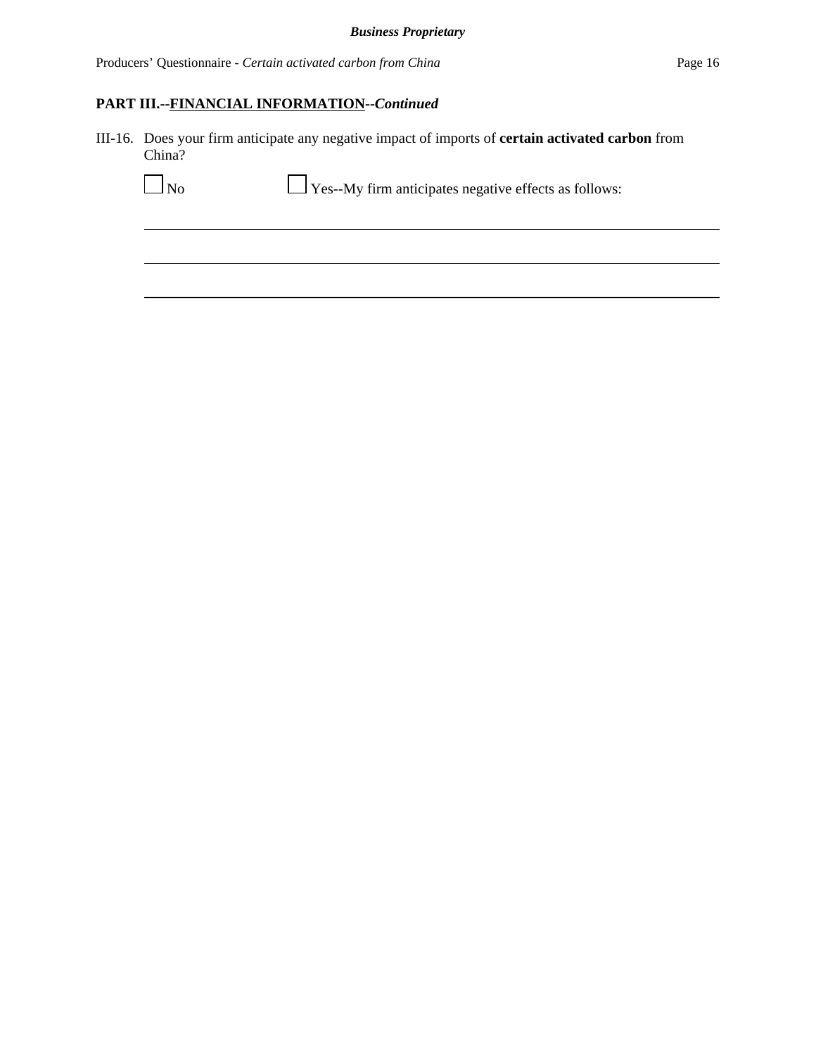## PART III.--FINANCIAL INFORMATION--*Continued*

III-16. Does your firm anticipate any negative impact of imports of **certain activated carbon** from China?

☐ No ☐ Yes--My firm anticipates negative effects as follows:

______________________________________________________________________

______________________________________________________________________

______________________________________________________________________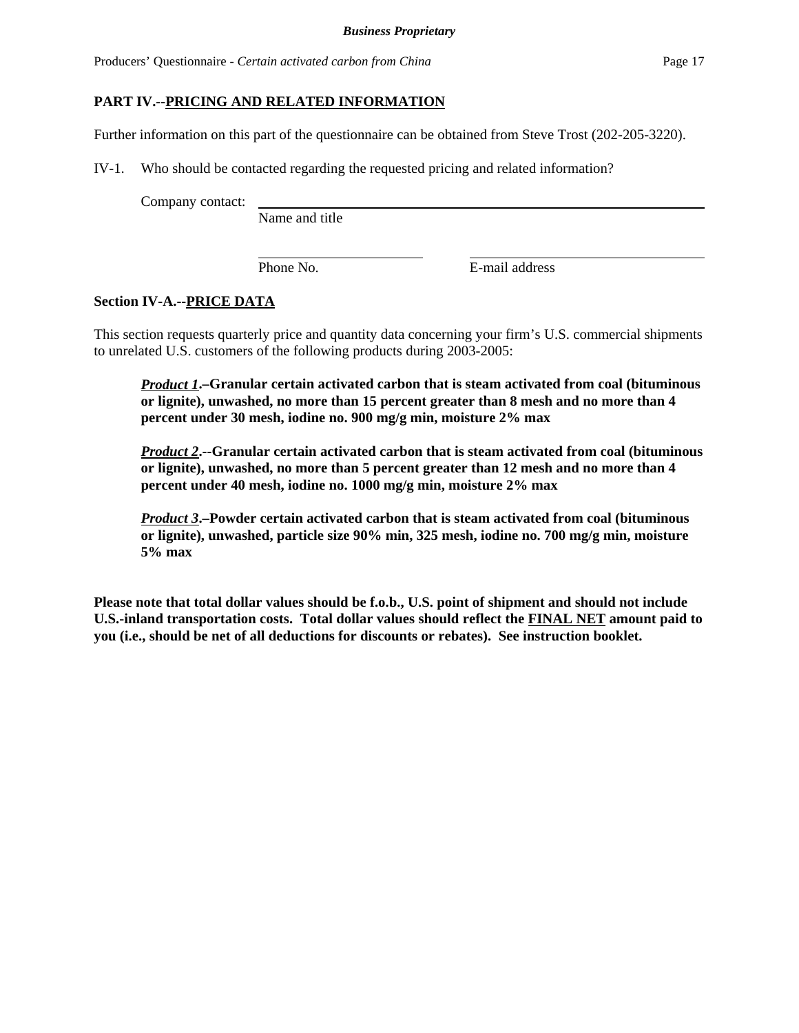## PART IV.--PRICING AND RELATED INFORMATION

Further information on this part of the questionnaire can be obtained from Steve Trost (202-205-3220).

IV-1. Who should be contacted regarding the requested pricing and related information?

Company contact: ______________________________________________
Name and title

______________________ ______________________________
Phone No. E-mail address

### Section IV-A.--PRICE DATA

This section requests quarterly price and quantity data concerning your firm's U.S. commercial shipments to unrelated U.S. customers of the following products during 2003-2005:

> ***Product 1*.–Granular certain activated carbon that is steam activated from coal (bituminous or lignite), unwashed, no more than 15 percent greater than 8 mesh and no more than 4 percent under 30 mesh, iodine no. 900 mg/g min, moisture 2% max**
>
> ***Product 2*.--Granular certain activated carbon that is steam activated from coal (bituminous or lignite), unwashed, no more than 5 percent greater than 12 mesh and no more than 4 percent under 40 mesh, iodine no. 1000 mg/g min, moisture 2% max**
>
> ***Product 3*.–Powder certain activated carbon that is steam activated from coal (bituminous or lignite), unwashed, particle size 90% min, 325 mesh, iodine no. 700 mg/g min, moisture 5% max**

**Please note that total dollar values should be f.o.b., U.S. point of shipment and should not include U.S.-inland transportation costs. Total dollar values should reflect the FINAL NET amount paid to you (i.e., should be net of all deductions for discounts or rebates). See instruction booklet.**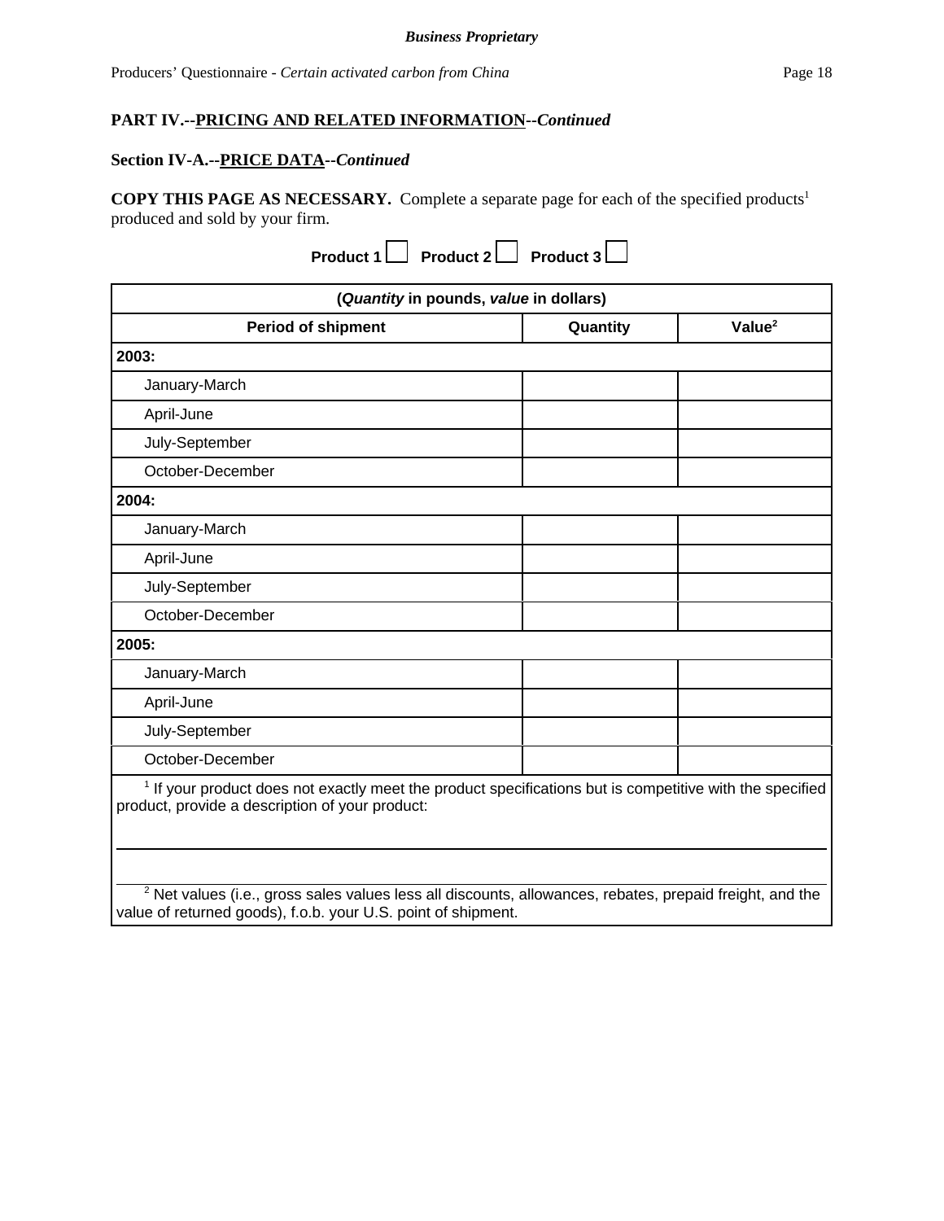**PART IV.--PRICING AND RELATED INFORMATION--*Continued***

**Section IV-A.--PRICE DATA--*Continued***

**COPY THIS PAGE AS NECESSARY.** Complete a separate page for each of the specified products[1] produced and sold by your firm.

**Product 1** ☐ **Product 2** ☐ **Product 3** ☐

| (*Quantity* in pounds, *value* in dollars) | | |
|---|---|---|
| **Period of shipment** | **Quantity** | **Value[2]** |
| **2003:** | | |
| January-March | | |
| April-June | | |
| July-September | | |
| October-December | | |
| **2004:** | | |
| January-March | | |
| April-June | | |
| July-September | | |
| October-December | | |
| **2005:** | | |
| January-March | | |
| April-June | | |
| July-September | | |
| October-December | | |

[1] If your product does not exactly meet the product specifications but is competitive with the specified product, provide a description of your product:

______________________________________________________________________________

______________________________________________________________________________

[2] Net values (i.e., gross sales values less all discounts, allowances, rebates, prepaid freight, and the value of returned goods), f.o.b. your U.S. point of shipment.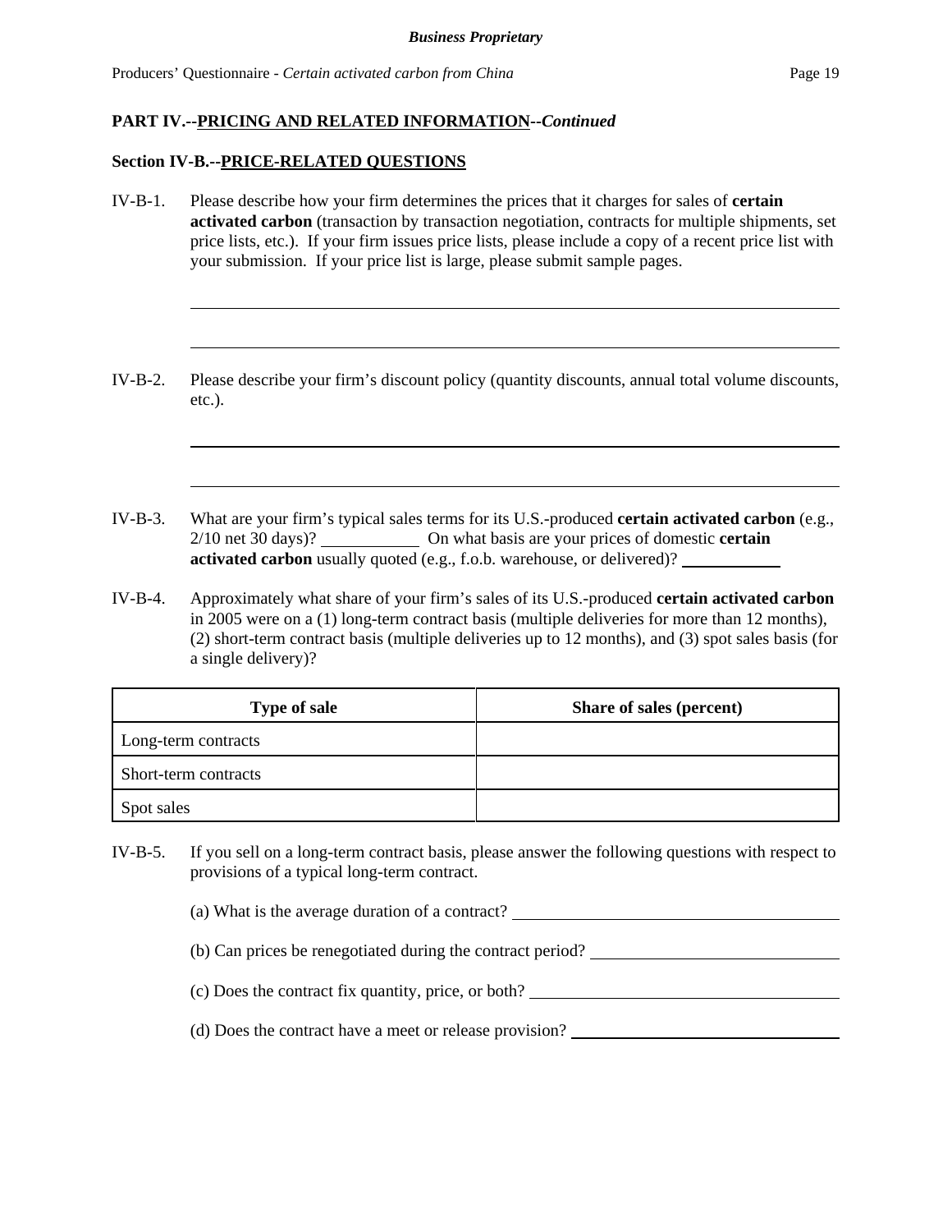**PART IV.--PRICING AND RELATED INFORMATION--*Continued***

**Section IV-B.--PRICE-RELATED QUESTIONS**

IV-B-1. Please describe how your firm determines the prices that it charges for sales of **certain activated carbon** (transaction by transaction negotiation, contracts for multiple shipments, set price lists, etc.). If your firm issues price lists, please include a copy of a recent price list with your submission. If your price list is large, please submit sample pages.

IV-B-2. Please describe your firm's discount policy (quantity discounts, annual total volume discounts, etc.).

IV-B-3. What are your firm's typical sales terms for its U.S.-produced **certain activated carbon** (e.g., 2/10 net 30 days)? ____________ On what basis are your prices of domestic **certain activated carbon** usually quoted (e.g., f.o.b. warehouse, or delivered)? ____________

IV-B-4. Approximately what share of your firm's sales of its U.S.-produced **certain activated carbon** in 2005 were on a (1) long-term contract basis (multiple deliveries for more than 12 months), (2) short-term contract basis (multiple deliveries up to 12 months), and (3) spot sales basis (for a single delivery)?

| Type of sale | Share of sales (percent) |
|---|---|
| Long-term contracts | |
| Short-term contracts | |
| Spot sales | |

IV-B-5. If you sell on a long-term contract basis, please answer the following questions with respect to provisions of a typical long-term contract.

(a) What is the average duration of a contract? ____________

(b) Can prices be renegotiated during the contract period? ____________

(c) Does the contract fix quantity, price, or both? ____________

(d) Does the contract have a meet or release provision? ____________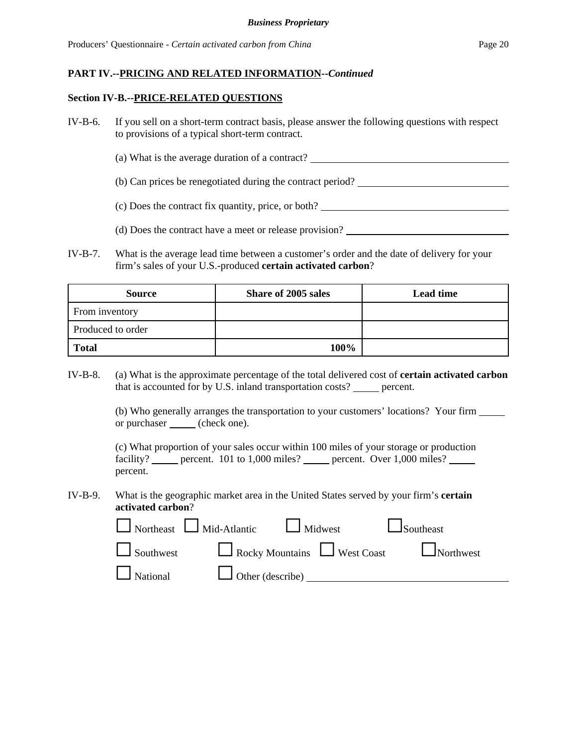**PART IV.--PRICING AND RELATED INFORMATION--*Continued***

**Section IV-B.--PRICE-RELATED QUESTIONS**

IV-B-6. If you sell on a short-term contract basis, please answer the following questions with respect to provisions of a typical short-term contract.

(a) What is the average duration of a contract? ______________________

(b) Can prices be renegotiated during the contract period? ______________________

(c) Does the contract fix quantity, price, or both? ______________________

(d) Does the contract have a meet or release provision? ______________________

IV-B-7. What is the average lead time between a customer's order and the date of delivery for your firm's sales of your U.S.-produced **certain activated carbon**?

| Source | Share of 2005 sales | Lead time |
|---|---|---|
| From inventory | | |
| Produced to order | | |
| **Total** | **100%** | |

IV-B-8. (a) What is the approximate percentage of the total delivered cost of **certain activated carbon** that is accounted for by U.S. inland transportation costs? _____ percent.

(b) Who generally arranges the transportation to your customers' locations? Your firm _____ or purchaser _____ (check one).

(c) What proportion of your sales occur within 100 miles of your storage or production facility? _____ percent. 101 to 1,000 miles? _____ percent. Over 1,000 miles? _____ percent.

IV-B-9. What is the geographic market area in the United States served by your firm's **certain activated carbon**?

☐ Northeast ☐ Mid-Atlantic ☐ Midwest ☐ Southeast

☐ Southwest ☐ Rocky Mountains ☐ West Coast ☐ Northwest

☐ National ☐ Other (describe) ______________________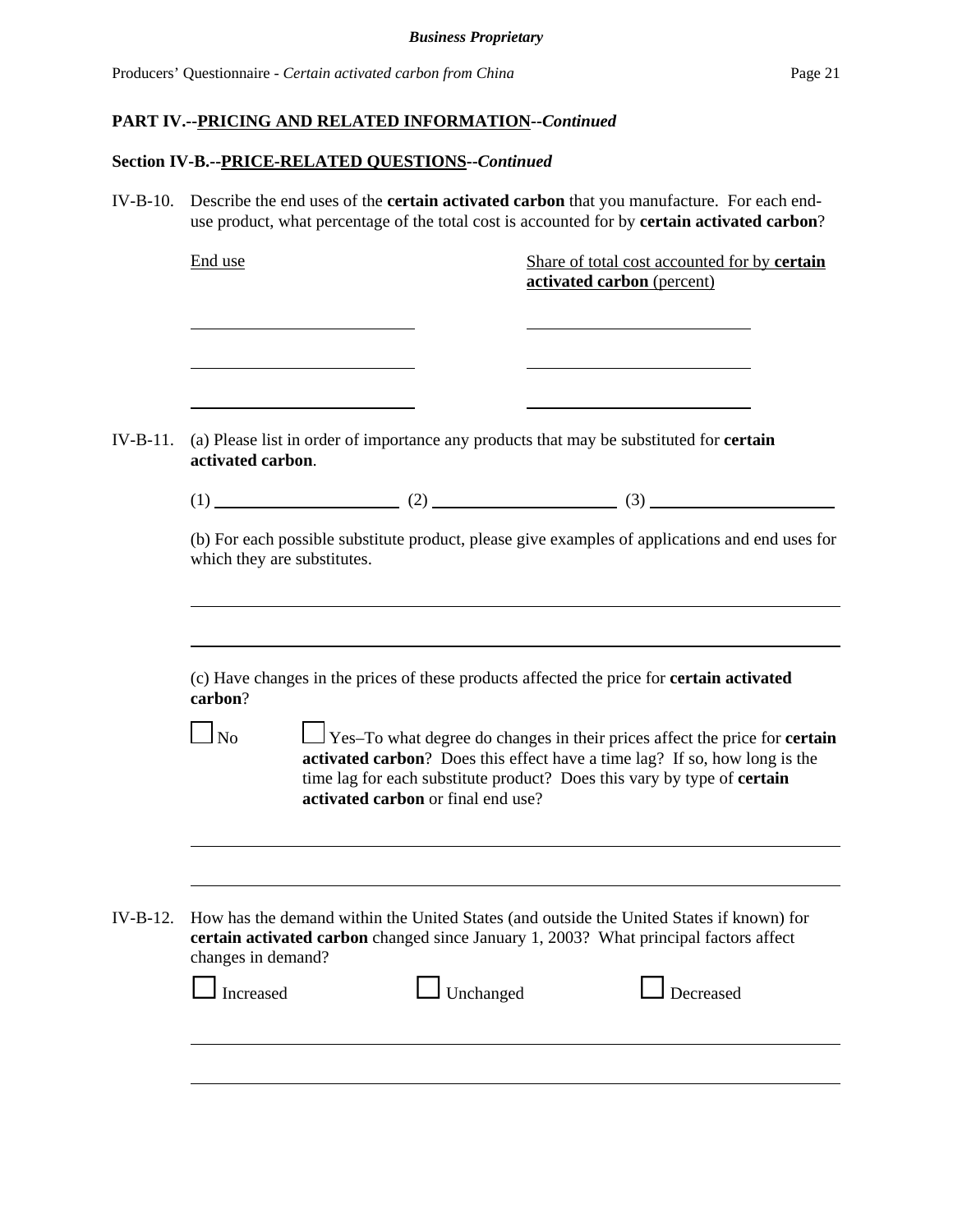**PART IV.--PRICING AND RELATED INFORMATION--*Continued***

**Section IV-B.--PRICE-RELATED QUESTIONS--*Continued***

IV-B-10. Describe the end uses of the **certain activated carbon** that you manufacture. For each end-use product, what percentage of the total cost is accounted for by **certain activated carbon**?

| End use | Share of total cost accounted for by **certain activated carbon** (percent) |
|---|---|
| ____________ | ____________ |
| ____________ | ____________ |
| ____________ | ____________ |

IV-B-11. (a) Please list in order of importance any products that may be substituted for **certain activated carbon**.

(1) ____________ (2) ____________ (3) ____________

(b) For each possible substitute product, please give examples of applications and end uses for which they are substitutes.

____________________________________________

____________________________________________

(c) Have changes in the prices of these products affected the price for **certain activated carbon**?

☐ No ☐ Yes–To what degree do changes in their prices affect the price for **certain activated carbon**? Does this effect have a time lag? If so, how long is the time lag for each substitute product? Does this vary by type of **certain activated carbon** or final end use?

____________________________________________

____________________________________________

IV-B-12. How has the demand within the United States (and outside the United States if known) for **certain activated carbon** changed since January 1, 2003? What principal factors affect changes in demand?

☐ Increased ☐ Unchanged ☐ Decreased

____________________________________________

____________________________________________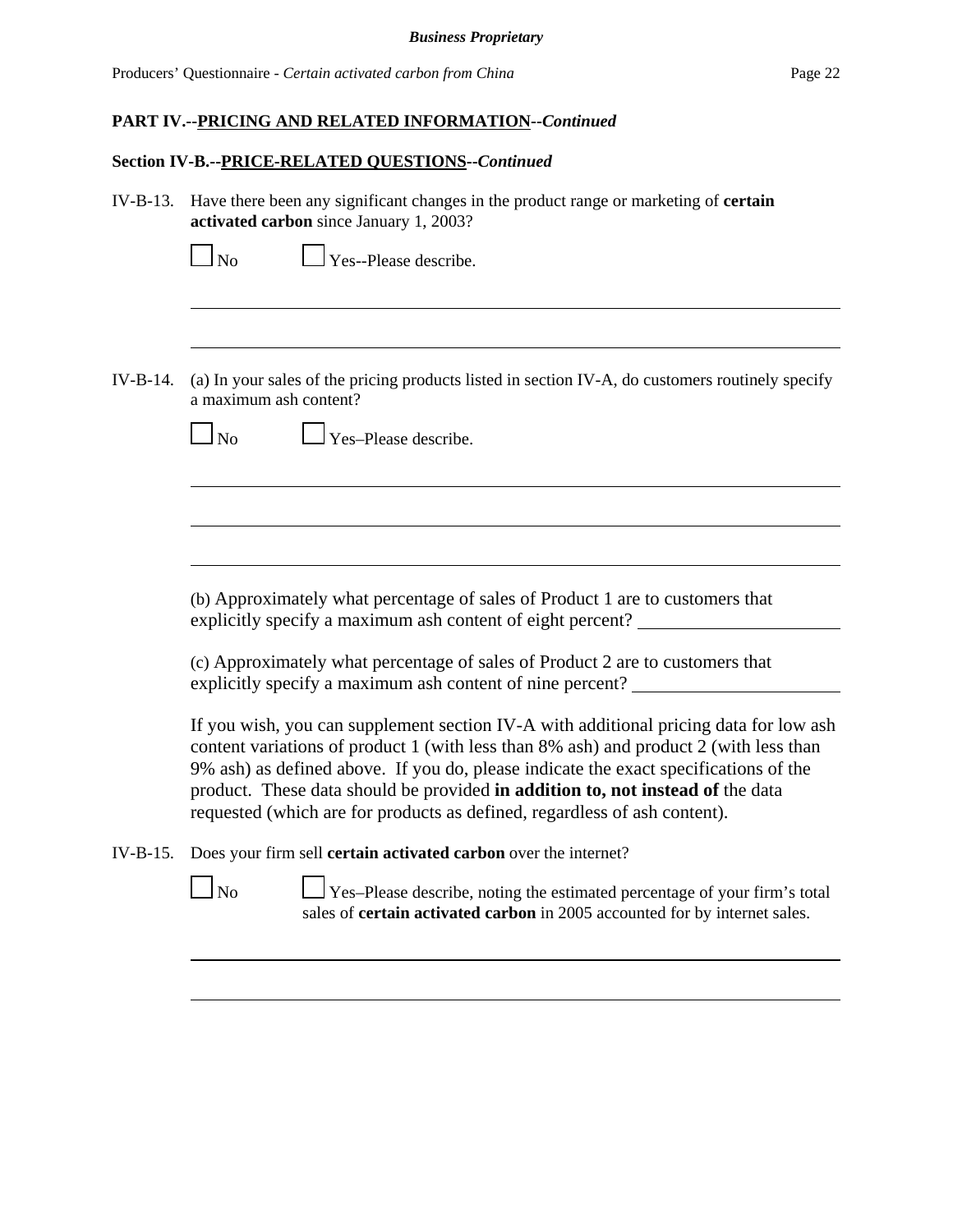**PART IV.--PRICING AND RELATED INFORMATION--*Continued***

**Section IV-B.--PRICE-RELATED QUESTIONS--*Continued***

IV-B-13. Have there been any significant changes in the product range or marketing of **certain activated carbon** since January 1, 2003?

☐ No ☐ Yes--Please describe.

______________________________________________________________________

______________________________________________________________________

IV-B-14. (a) In your sales of the pricing products listed in section IV-A, do customers routinely specify a maximum ash content?

☐ No ☐ Yes–Please describe.

______________________________________________________________________

______________________________________________________________________

______________________________________________________________________

(b) Approximately what percentage of sales of Product 1 are to customers that explicitly specify a maximum ash content of eight percent? ____________________

(c) Approximately what percentage of sales of Product 2 are to customers that explicitly specify a maximum ash content of nine percent? ____________________

If you wish, you can supplement section IV-A with additional pricing data for low ash content variations of product 1 (with less than 8% ash) and product 2 (with less than 9% ash) as defined above. If you do, please indicate the exact specifications of the product. These data should be provided **in addition to, not instead of** the data requested (which are for products as defined, regardless of ash content).

IV-B-15. Does your firm sell **certain activated carbon** over the internet?

☐ No ☐ Yes–Please describe, noting the estimated percentage of your firm's total sales of **certain activated carbon** in 2005 accounted for by internet sales.

______________________________________________________________________

______________________________________________________________________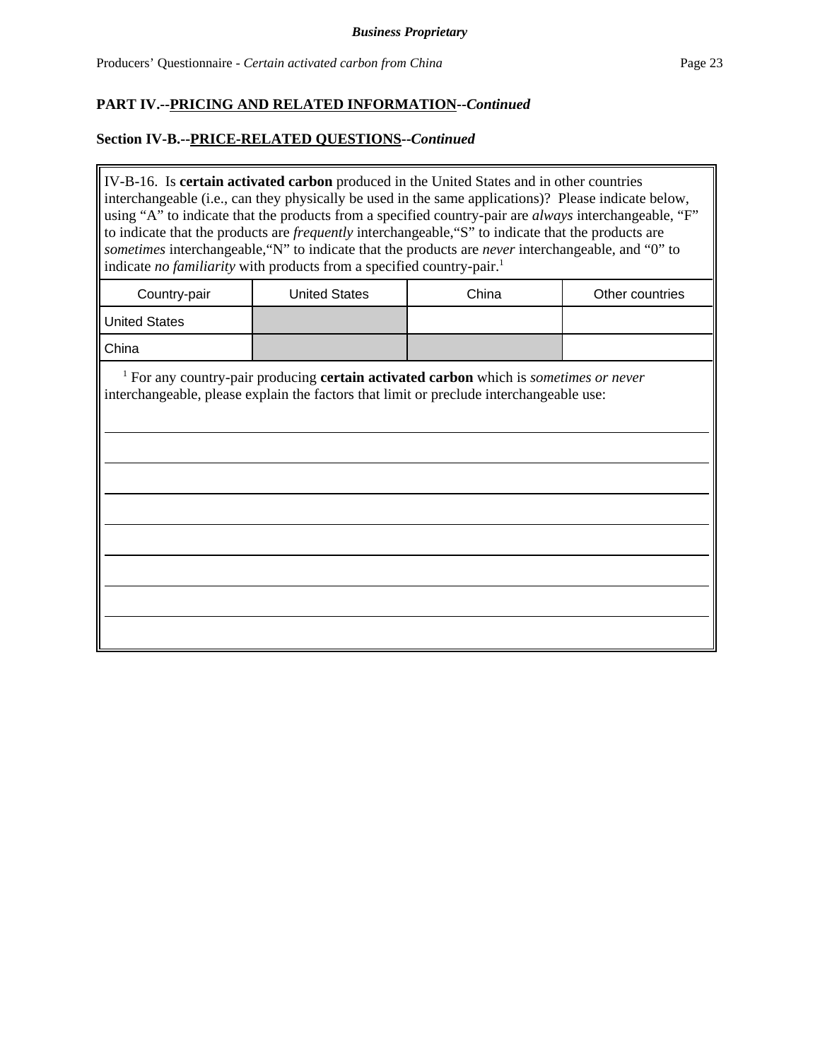**PART IV.--PRICING AND RELATED INFORMATION--*Continued***

**Section IV-B.--PRICE-RELATED QUESTIONS--*Continued***

IV-B-16. Is **certain activated carbon** produced in the United States and in other countries interchangeable (i.e., can they physically be used in the same applications)? Please indicate below, using "A" to indicate that the products from a specified country-pair are *always* interchangeable, "F" to indicate that the products are *frequently* interchangeable,"S" to indicate that the products are *sometimes* interchangeable,"N" to indicate that the products are *never* interchangeable, and "0" to indicate *no familiarity* with products from a specified country-pair.[1]

| Country-pair | United States | China | Other countries |
|---|---|---|---|
| United States | | | |
| China | | | |

[1] For any country-pair producing **certain activated carbon** which is *sometimes or never* interchangeable, please explain the factors that limit or preclude interchangeable use:

______________________________________________________________________

______________________________________________________________________

______________________________________________________________________

______________________________________________________________________

______________________________________________________________________

______________________________________________________________________

______________________________________________________________________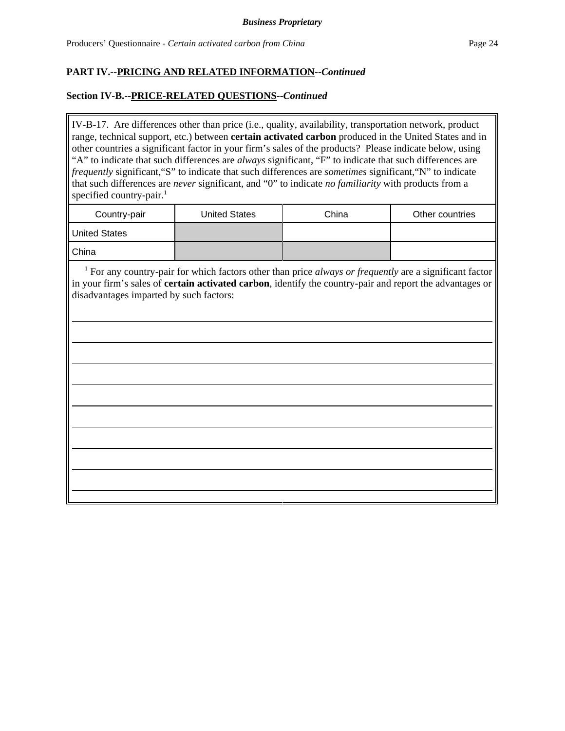**PART IV.--PRICING AND RELATED INFORMATION--*Continued***

**Section IV-B.--PRICE-RELATED QUESTIONS--*Continued***

IV-B-17. Are differences other than price (i.e., quality, availability, transportation network, product range, technical support, etc.) between **certain activated carbon** produced in the United States and in other countries a significant factor in your firm's sales of the products? Please indicate below, using "A" to indicate that such differences are *always* significant, "F" to indicate that such differences are *frequently* significant, "S" to indicate that such differences are *sometimes* significant, "N" to indicate that such differences are *never* significant, and "0" to indicate *no familiarity* with products from a specified country-pair.[1]

| Country-pair | United States | China | Other countries |
|---|---|---|---|
| United States | | | |
| China | | | |

[1] For any country-pair for which factors other than price *always or frequently* are a significant factor in your firm's sales of **certain activated carbon**, identify the country-pair and report the advantages or disadvantages imparted by such factors:

___

___

___

___

___

___

___

___

___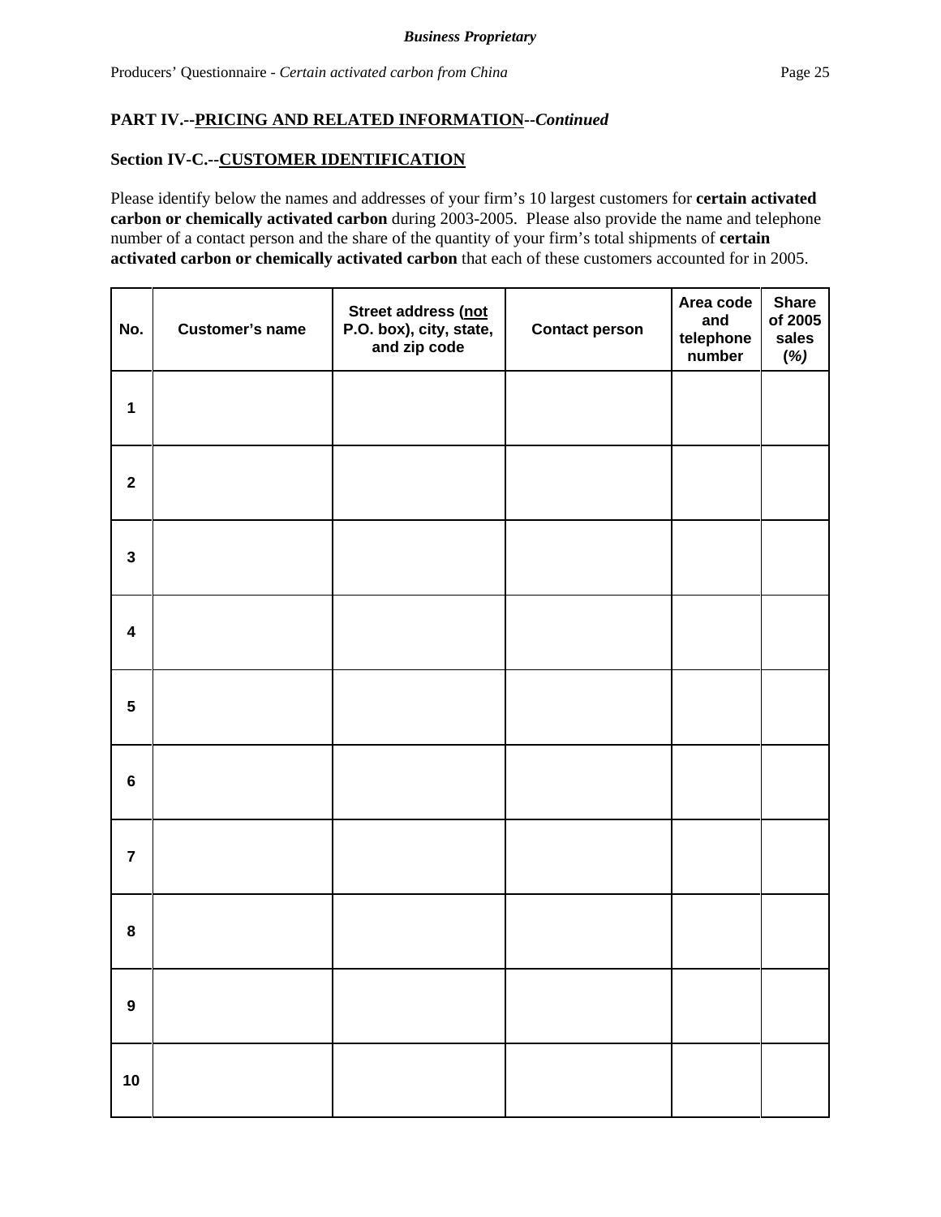**PART IV.--PRICING AND RELATED INFORMATION--*Continued***

**Section IV-C.--CUSTOMER IDENTIFICATION**

Please identify below the names and addresses of your firm's 10 largest customers for **certain activated carbon or chemically activated carbon** during 2003-2005. Please also provide the name and telephone number of a contact person and the share of the quantity of your firm's total shipments of **certain activated carbon or chemically activated carbon** that each of these customers accounted for in 2005.

| No. | Customer's name | Street address (not P.O. box), city, state, and zip code | Contact person | Area code and telephone number | Share of 2005 sales (%) |
|---|---|---|---|---|---|
| 1 | | | | | |
| 2 | | | | | |
| 3 | | | | | |
| 4 | | | | | |
| 5 | | | | | |
| 6 | | | | | |
| 7 | | | | | |
| 8 | | | | | |
| 9 | | | | | |
| 10 | | | | | |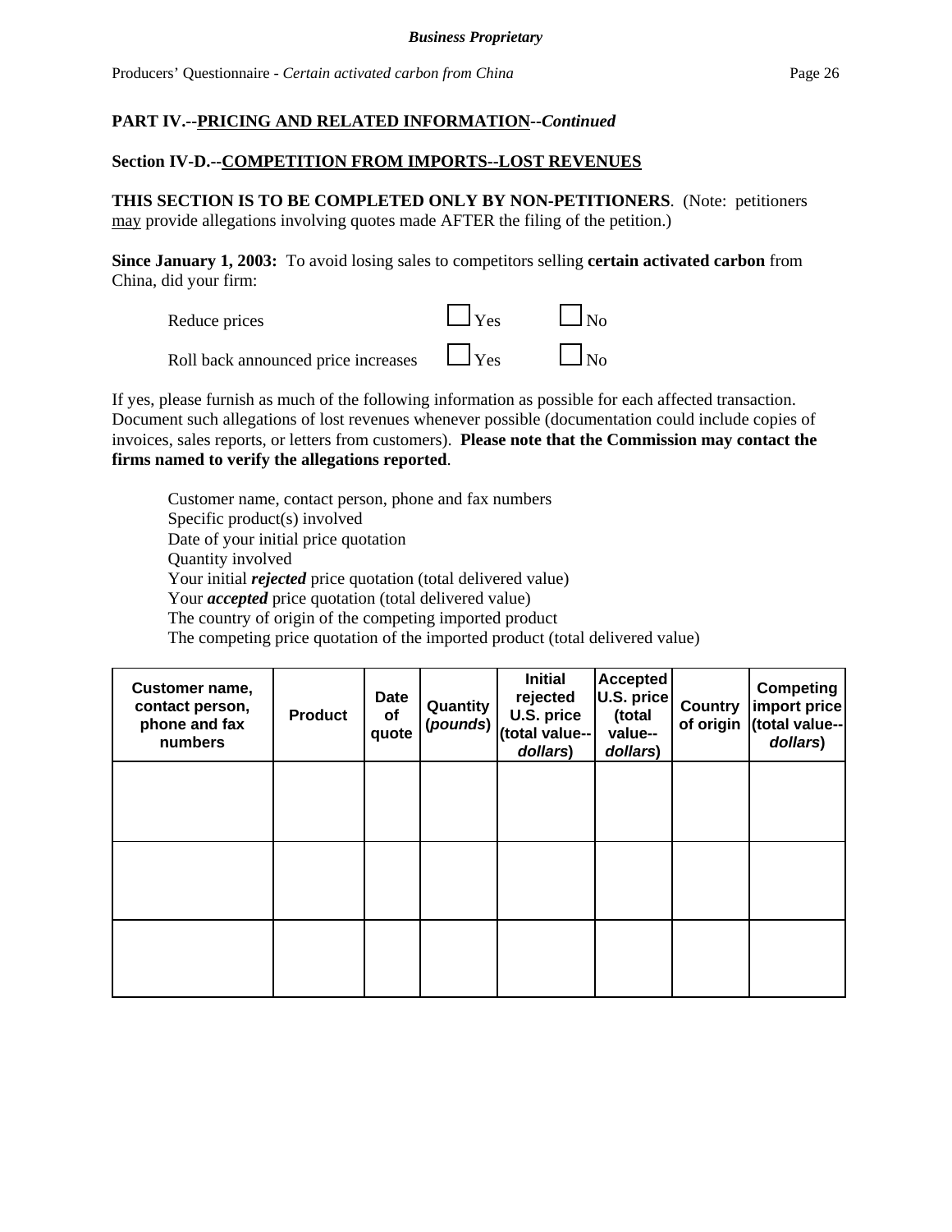**PART IV.--PRICING AND RELATED INFORMATION--*Continued***

**Section IV-D.--COMPETITION FROM IMPORTS--LOST REVENUES**

**THIS SECTION IS TO BE COMPLETED ONLY BY NON-PETITIONERS**. (Note: petitioners may provide allegations involving quotes made AFTER the filing of the petition.)

**Since January 1, 2003:** To avoid losing sales to competitors selling **certain activated carbon** from China, did your firm:

Reduce prices ☐ Yes ☐ No

Roll back announced price increases ☐ Yes ☐ No

If yes, please furnish as much of the following information as possible for each affected transaction. Document such allegations of lost revenues whenever possible (documentation could include copies of invoices, sales reports, or letters from customers). **Please note that the Commission may contact the firms named to verify the allegations reported**.

- Customer name, contact person, phone and fax numbers
- Specific product(s) involved
- Date of your initial price quotation
- Quantity involved
- Your initial ***rejected*** price quotation (total delivered value)
- Your ***accepted*** price quotation (total delivered value)
- The country of origin of the competing imported product
- The competing price quotation of the imported product (total delivered value)

| Customer name, contact person, phone and fax numbers | Product | Date of quote | Quantity (*pounds*) | Initial rejected U.S. price (total value--*dollars*) | Accepted U.S. price (total value--*dollars*) | Country of origin | Competing import price (total value--*dollars*) |
|---|---|---|---|---|---|---|---|
| | | | | | | | |
| | | | | | | | |
| | | | | | | | |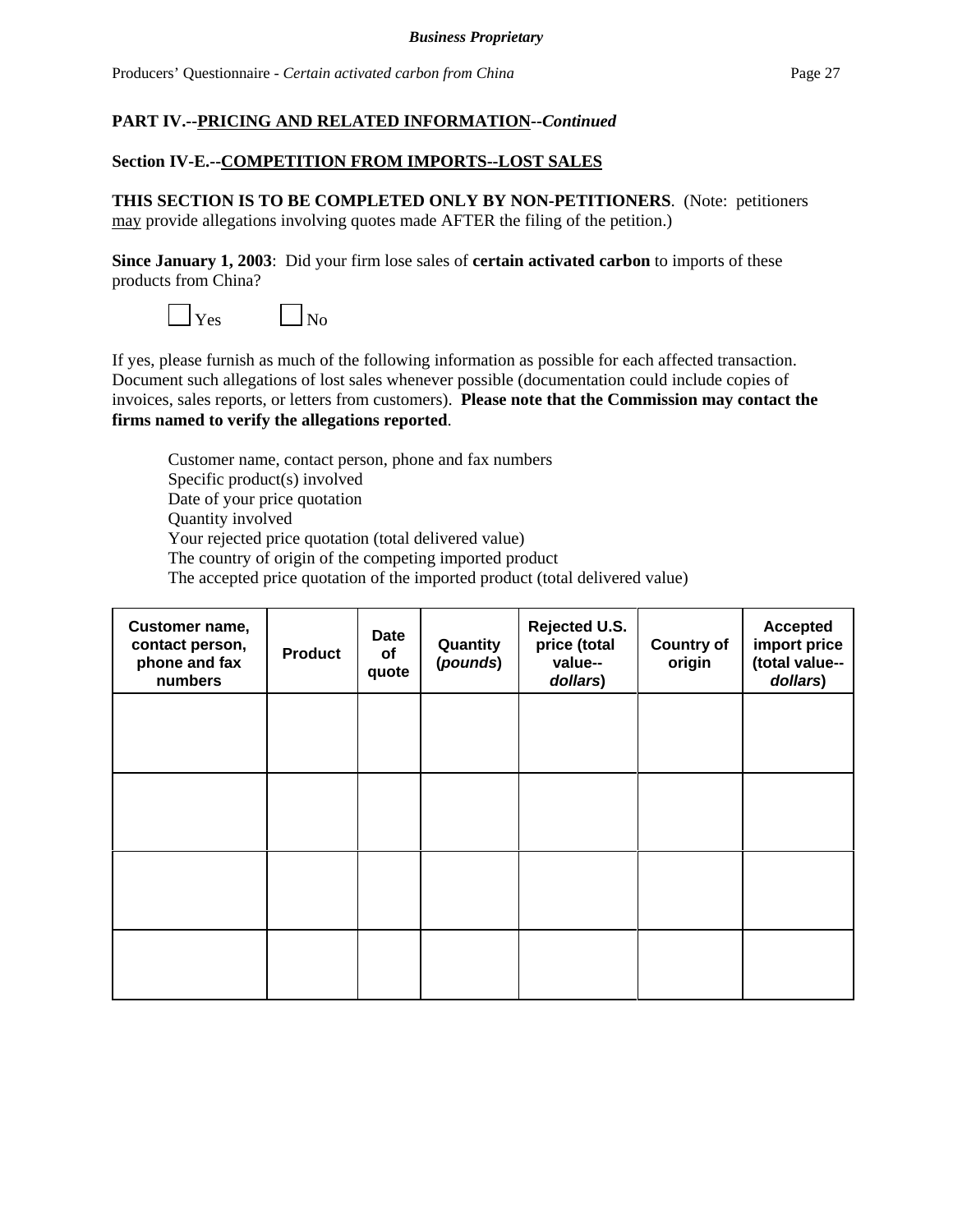**PART IV.--PRICING AND RELATED INFORMATION--*Continued***

**Section IV-E.--COMPETITION FROM IMPORTS--LOST SALES**

**THIS SECTION IS TO BE COMPLETED ONLY BY NON-PETITIONERS**. (Note: petitioners may provide allegations involving quotes made AFTER the filing of the petition.)

**Since January 1, 2003**: Did your firm lose sales of **certain activated carbon** to imports of these products from China?

☐ Yes ☐ No

If yes, please furnish as much of the following information as possible for each affected transaction. Document such allegations of lost sales whenever possible (documentation could include copies of invoices, sales reports, or letters from customers). **Please note that the Commission may contact the firms named to verify the allegations reported**.

Customer name, contact person, phone and fax numbers
Specific product(s) involved
Date of your price quotation
Quantity involved
Your rejected price quotation (total delivered value)
The country of origin of the competing imported product
The accepted price quotation of the imported product (total delivered value)

| Customer name, contact person, phone and fax numbers | Product | Date of quote | Quantity (*pounds*) | Rejected U.S. price (total value--*dollars*) | Country of origin | Accepted import price (total value--*dollars*) |
|---|---|---|---|---|---|---|
| | | | | | | |
| | | | | | | |
| | | | | | | |
| | | | | | | |